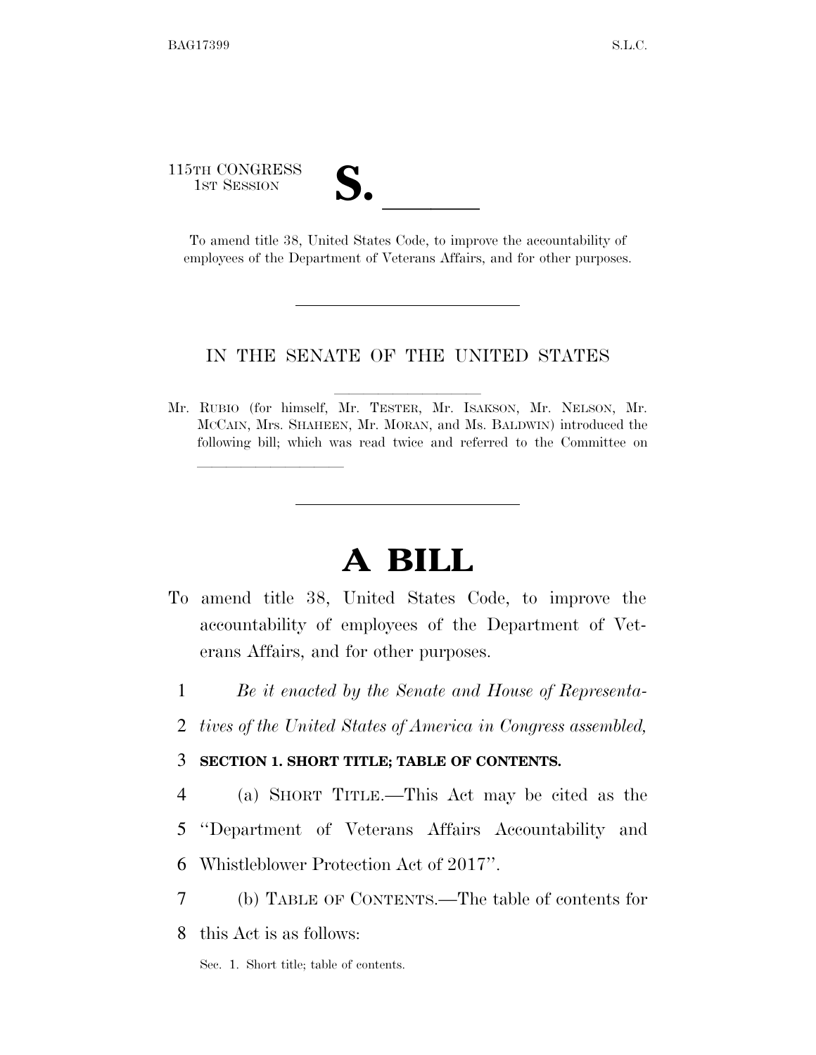115TH CONGRESS
1ST SESSION

# S. \_\_\_\_\_\_

To amend title 38, United States Code, to improve the accountability of employees of the Department of Veterans Affairs, and for other purposes.

---

IN THE SENATE OF THE UNITED STATES

Mr. RUBIO (for himself, Mr. TESTER, Mr. ISAKSON, Mr. NELSON, Mr. MCCAIN, Mrs. SHAHEEN, Mr. MORAN, and Ms. BALDWIN) introduced the following bill; which was read twice and referred to the Committee on \_\_\_\_\_\_\_\_\_\_\_\_

---

# A BILL

To amend title 38, United States Code, to improve the accountability of employees of the Department of Veterans Affairs, and for other purposes.

1 *Be it enacted by the Senate and House of Representa-*
2 *tives of the United States of America in Congress assembled,*

3 **SECTION 1. SHORT TITLE; TABLE OF CONTENTS.**

4 (a) SHORT TITLE.—This Act may be cited as the
5 "Department of Veterans Affairs Accountability and
6 Whistleblower Protection Act of 2017".

7 (b) TABLE OF CONTENTS.—The table of contents for
8 this Act is as follows:

Sec. 1. Short title; table of contents.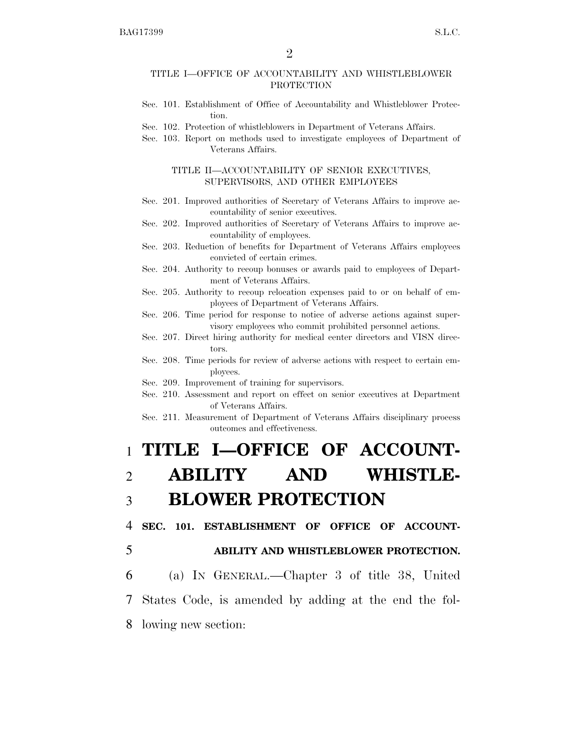TITLE I—OFFICE OF ACCOUNTABILITY AND WHISTLEBLOWER PROTECTION

Sec. 101. Establishment of Office of Accountability and Whistleblower Protection.
Sec. 102. Protection of whistleblowers in Department of Veterans Affairs.
Sec. 103. Report on methods used to investigate employees of Department of Veterans Affairs.

TITLE II—ACCOUNTABILITY OF SENIOR EXECUTIVES, SUPERVISORS, AND OTHER EMPLOYEES

Sec. 201. Improved authorities of Secretary of Veterans Affairs to improve accountability of senior executives.
Sec. 202. Improved authorities of Secretary of Veterans Affairs to improve accountability of employees.
Sec. 203. Reduction of benefits for Department of Veterans Affairs employees convicted of certain crimes.
Sec. 204. Authority to recoup bonuses or awards paid to employees of Department of Veterans Affairs.
Sec. 205. Authority to recoup relocation expenses paid to or on behalf of employees of Department of Veterans Affairs.
Sec. 206. Time period for response to notice of adverse actions against supervisory employees who commit prohibited personnel actions.
Sec. 207. Direct hiring authority for medical center directors and VISN directors.
Sec. 208. Time periods for review of adverse actions with respect to certain employees.
Sec. 209. Improvement of training for supervisors.
Sec. 210. Assessment and report on effect on senior executives at Department of Veterans Affairs.
Sec. 211. Measurement of Department of Veterans Affairs disciplinary process outcomes and effectiveness.

# TITLE I—OFFICE OF ACCOUNTABILITY AND WHISTLEBLOWER PROTECTION

## SEC. 101. ESTABLISHMENT OF OFFICE OF ACCOUNTABILITY AND WHISTLEBLOWER PROTECTION.

(a) IN GENERAL.—Chapter 3 of title 38, United States Code, is amended by adding at the end the following new section: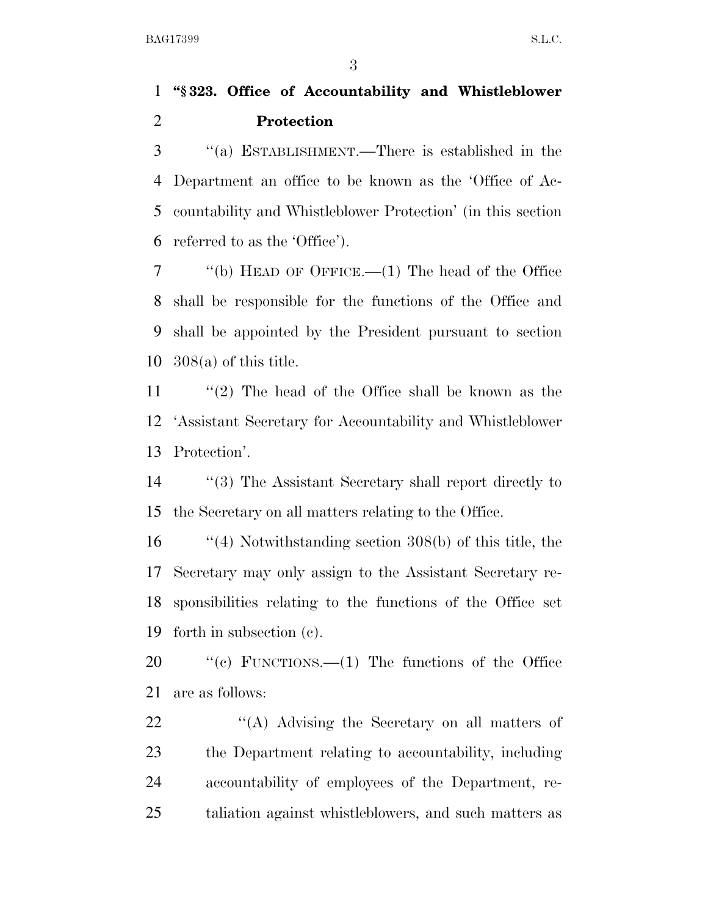**"§ 323. Office of Accountability and Whistleblower Protection**

"(a) ESTABLISHMENT.—There is established in the Department an office to be known as the 'Office of Accountability and Whistleblower Protection' (in this section referred to as the 'Office').

"(b) HEAD OF OFFICE.—(1) The head of the Office shall be responsible for the functions of the Office and shall be appointed by the President pursuant to section 308(a) of this title.

"(2) The head of the Office shall be known as the 'Assistant Secretary for Accountability and Whistleblower Protection'.

"(3) The Assistant Secretary shall report directly to the Secretary on all matters relating to the Office.

"(4) Notwithstanding section 308(b) of this title, the Secretary may only assign to the Assistant Secretary responsibilities relating to the functions of the Office set forth in subsection (c).

"(c) FUNCTIONS.—(1) The functions of the Office are as follows:

"(A) Advising the Secretary on all matters of the Department relating to accountability, including accountability of employees of the Department, retaliation against whistleblowers, and such matters as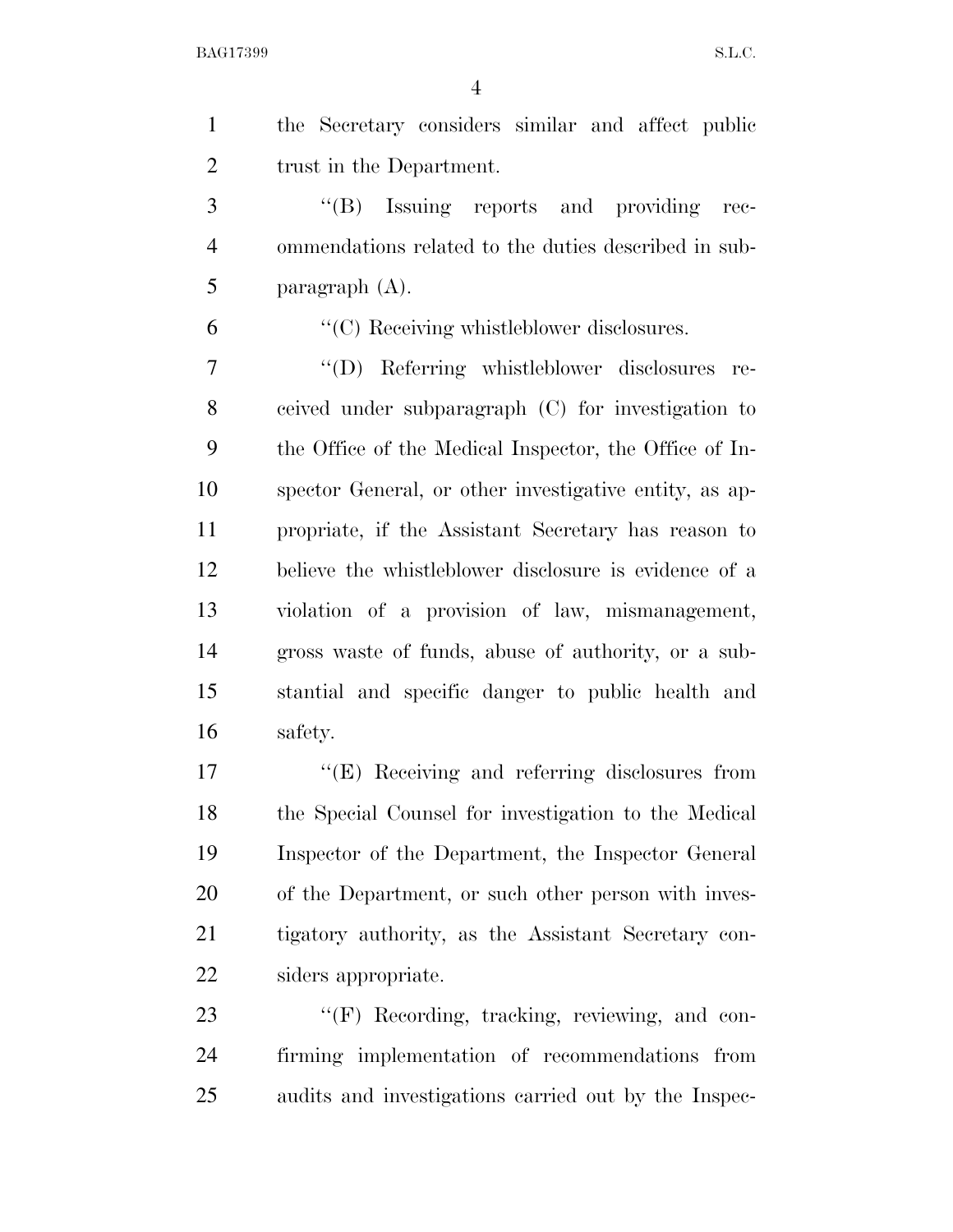the Secretary considers similar and affect public trust in the Department.

''(B) Issuing reports and providing recommendations related to the duties described in subparagraph (A).

''(C) Receiving whistleblower disclosures.

''(D) Referring whistleblower disclosures received under subparagraph (C) for investigation to the Office of the Medical Inspector, the Office of Inspector General, or other investigative entity, as appropriate, if the Assistant Secretary has reason to believe the whistleblower disclosure is evidence of a violation of a provision of law, mismanagement, gross waste of funds, abuse of authority, or a substantial and specific danger to public health and safety.

''(E) Receiving and referring disclosures from the Special Counsel for investigation to the Medical Inspector of the Department, the Inspector General of the Department, or such other person with investigatory authority, as the Assistant Secretary considers appropriate.

''(F) Recording, tracking, reviewing, and confirming implementation of recommendations from audits and investigations carried out by the Inspec-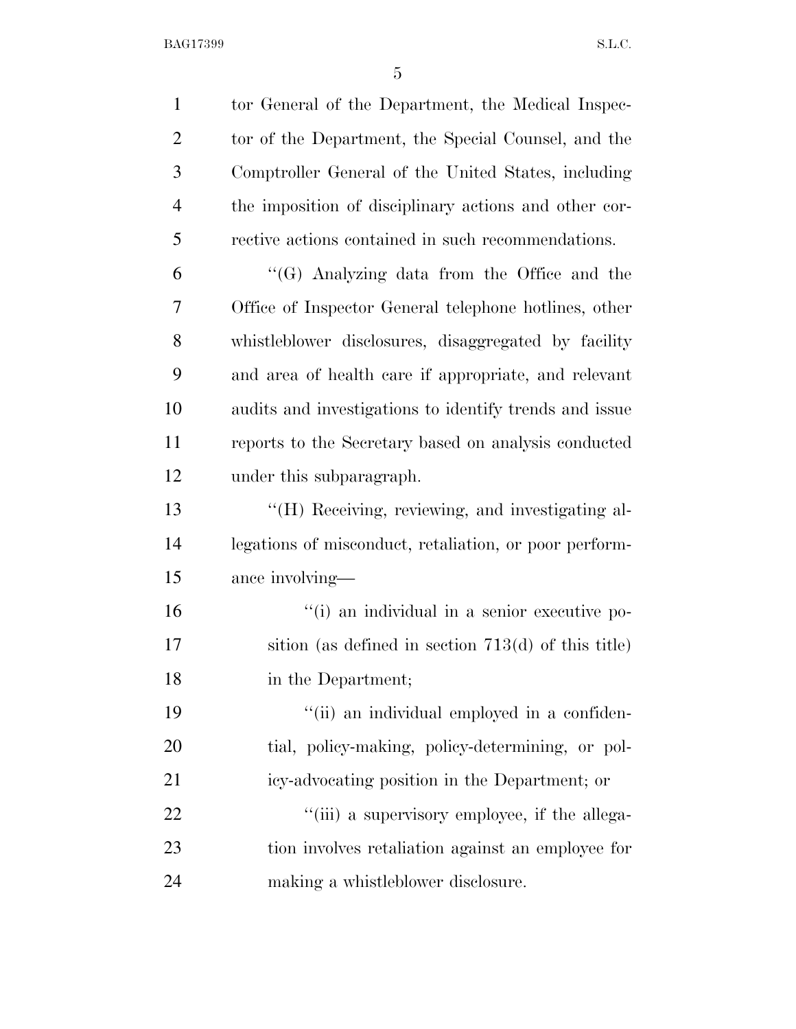tor General of the Department, the Medical Inspector of the Department, the Special Counsel, and the Comptroller General of the United States, including the imposition of disciplinary actions and other corrective actions contained in such recommendations.

''(G) Analyzing data from the Office and the Office of Inspector General telephone hotlines, other whistleblower disclosures, disaggregated by facility and area of health care if appropriate, and relevant audits and investigations to identify trends and issue reports to the Secretary based on analysis conducted under this subparagraph.

''(H) Receiving, reviewing, and investigating allegations of misconduct, retaliation, or poor performance involving—

''(i) an individual in a senior executive position (as defined in section 713(d) of this title) in the Department;

''(ii) an individual employed in a confidential, policy-making, policy-determining, or policy-advocating position in the Department; or

''(iii) a supervisory employee, if the allegation involves retaliation against an employee for making a whistleblower disclosure.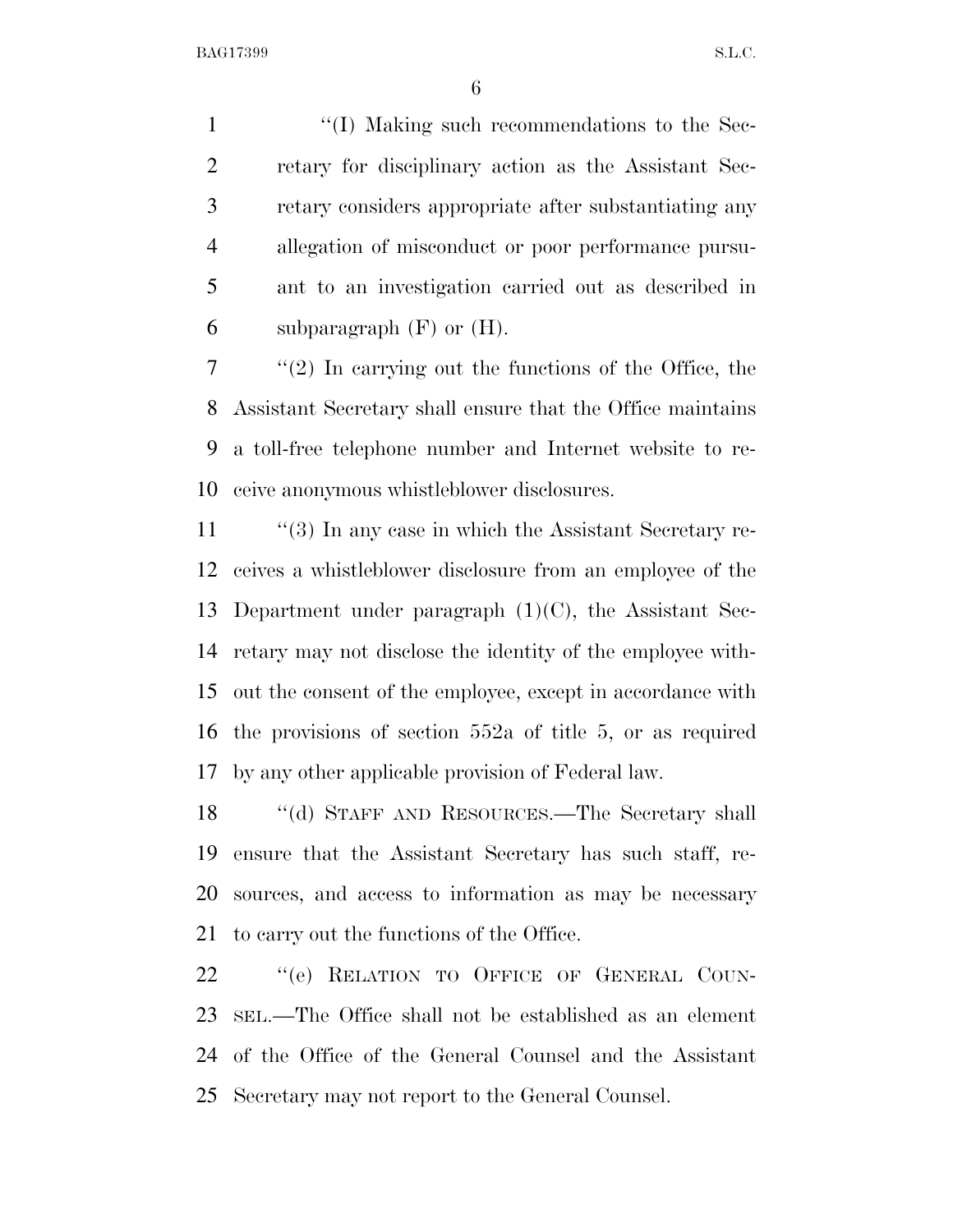"(I) Making such recommendations to the Secretary for disciplinary action as the Assistant Secretary considers appropriate after substantiating any allegation of misconduct or poor performance pursuant to an investigation carried out as described in subparagraph (F) or (H).

"(2) In carrying out the functions of the Office, the Assistant Secretary shall ensure that the Office maintains a toll-free telephone number and Internet website to receive anonymous whistleblower disclosures.

"(3) In any case in which the Assistant Secretary receives a whistleblower disclosure from an employee of the Department under paragraph (1)(C), the Assistant Secretary may not disclose the identity of the employee without the consent of the employee, except in accordance with the provisions of section 552a of title 5, or as required by any other applicable provision of Federal law.

"(d) STAFF AND RESOURCES.—The Secretary shall ensure that the Assistant Secretary has such staff, resources, and access to information as may be necessary to carry out the functions of the Office.

"(e) RELATION TO OFFICE OF GENERAL COUNSEL.—The Office shall not be established as an element of the Office of the General Counsel and the Assistant Secretary may not report to the General Counsel.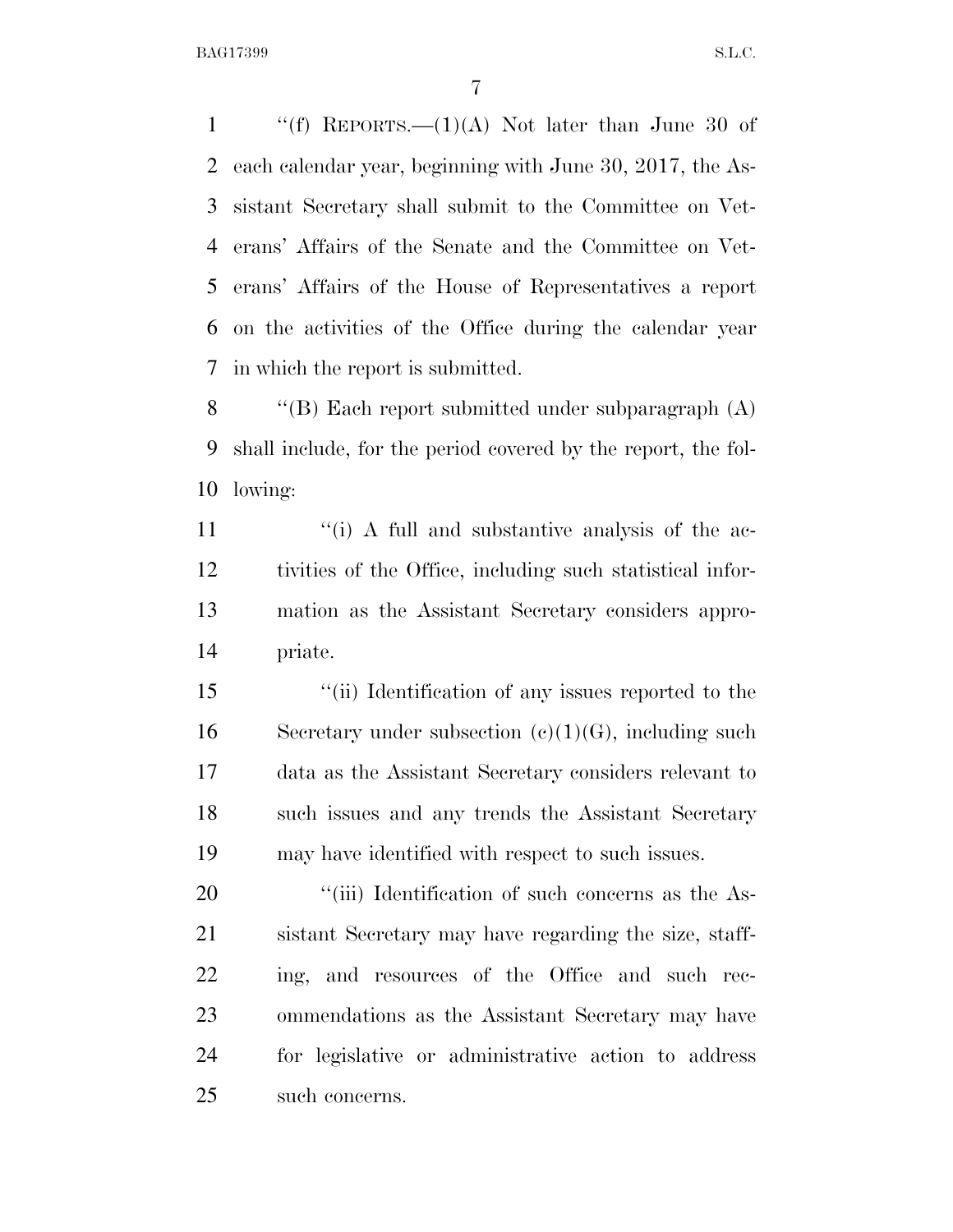"(f) REPORTS.—(1)(A) Not later than June 30 of each calendar year, beginning with June 30, 2017, the Assistant Secretary shall submit to the Committee on Veterans' Affairs of the Senate and the Committee on Veterans' Affairs of the House of Representatives a report on the activities of the Office during the calendar year in which the report is submitted.

"(B) Each report submitted under subparagraph (A) shall include, for the period covered by the report, the following:

"(i) A full and substantive analysis of the activities of the Office, including such statistical information as the Assistant Secretary considers appropriate.

"(ii) Identification of any issues reported to the Secretary under subsection (c)(1)(G), including such data as the Assistant Secretary considers relevant to such issues and any trends the Assistant Secretary may have identified with respect to such issues.

"(iii) Identification of such concerns as the Assistant Secretary may have regarding the size, staffing, and resources of the Office and such recommendations as the Assistant Secretary may have for legislative or administrative action to address such concerns.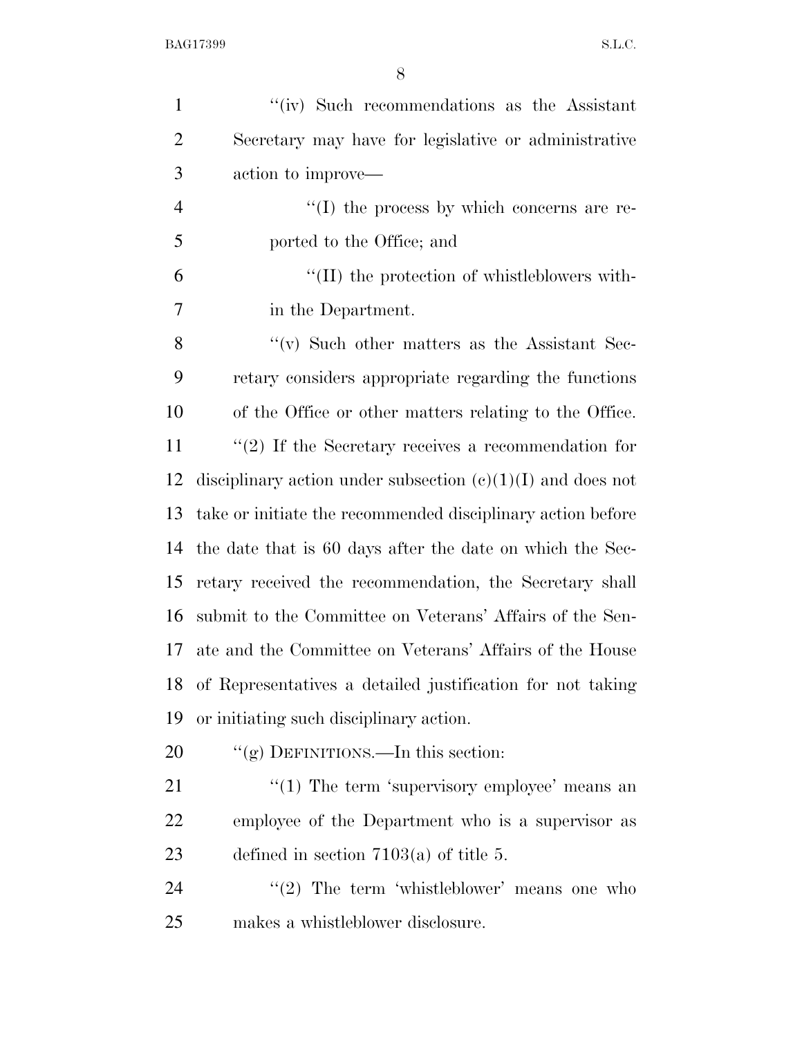"(iv) Such recommendations as the Assistant Secretary may have for legislative or administrative action to improve—

"(I) the process by which concerns are reported to the Office; and

"(II) the protection of whistleblowers within the Department.

"(v) Such other matters as the Assistant Secretary considers appropriate regarding the functions of the Office or other matters relating to the Office.

"(2) If the Secretary receives a recommendation for disciplinary action under subsection (c)(1)(I) and does not take or initiate the recommended disciplinary action before the date that is 60 days after the date on which the Secretary received the recommendation, the Secretary shall submit to the Committee on Veterans' Affairs of the Senate and the Committee on Veterans' Affairs of the House of Representatives a detailed justification for not taking or initiating such disciplinary action.

"(g) DEFINITIONS.—In this section:

"(1) The term 'supervisory employee' means an employee of the Department who is a supervisor as defined in section 7103(a) of title 5.

"(2) The term 'whistleblower' means one who makes a whistleblower disclosure.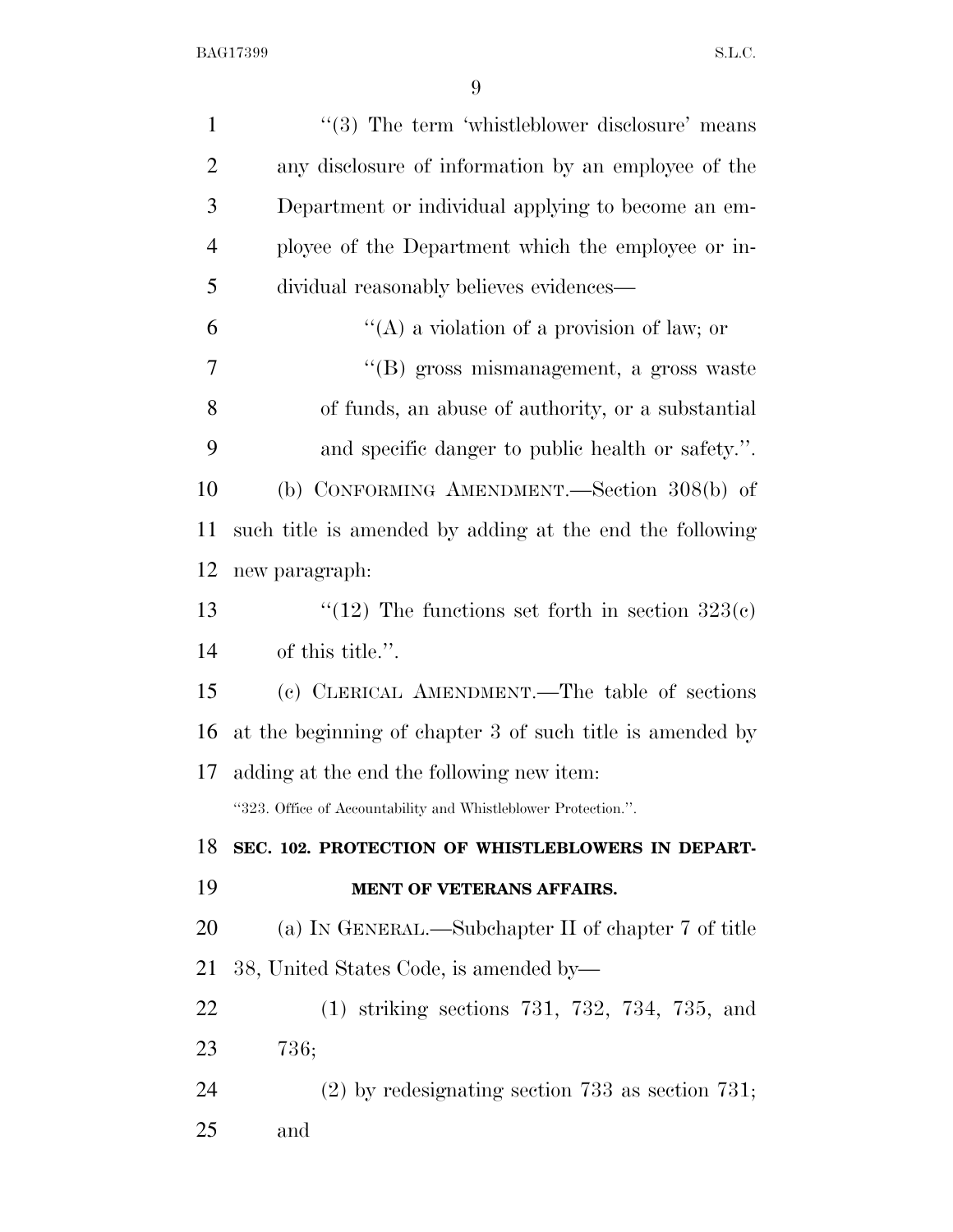"(3) The term 'whistleblower disclosure' means any disclosure of information by an employee of the Department or individual applying to become an employee of the Department which the employee or individual reasonably believes evidences—

"(A) a violation of a provision of law; or

"(B) gross mismanagement, a gross waste of funds, an abuse of authority, or a substantial and specific danger to public health or safety.".

(b) CONFORMING AMENDMENT.—Section 308(b) of such title is amended by adding at the end the following new paragraph:

"(12) The functions set forth in section 323(c) of this title.".

(c) CLERICAL AMENDMENT.—The table of sections at the beginning of chapter 3 of such title is amended by adding at the end the following new item:

"323. Office of Accountability and Whistleblower Protection.".

**SEC. 102. PROTECTION OF WHISTLEBLOWERS IN DEPARTMENT OF VETERANS AFFAIRS.**

(a) IN GENERAL.—Subchapter II of chapter 7 of title 38, United States Code, is amended by—

(1) striking sections 731, 732, 734, 735, and 736;

(2) by redesignating section 733 as section 731; and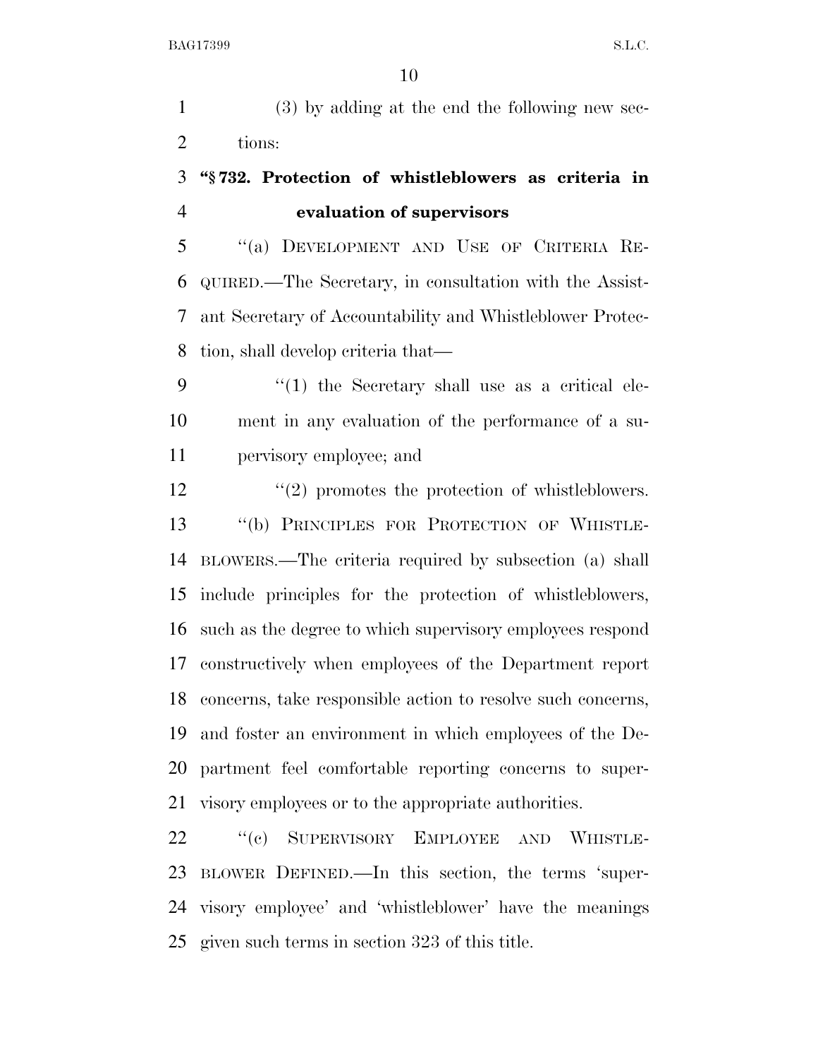(3) by adding at the end the following new sections:

**"§ 732. Protection of whistleblowers as criteria in evaluation of supervisors**

"(a) DEVELOPMENT AND USE OF CRITERIA REQUIRED.—The Secretary, in consultation with the Assistant Secretary of Accountability and Whistleblower Protection, shall develop criteria that—

"(1) the Secretary shall use as a critical element in any evaluation of the performance of a supervisory employee; and

"(2) promotes the protection of whistleblowers.

"(b) PRINCIPLES FOR PROTECTION OF WHISTLEBLOWERS.—The criteria required by subsection (a) shall include principles for the protection of whistleblowers, such as the degree to which supervisory employees respond constructively when employees of the Department report concerns, take responsible action to resolve such concerns, and foster an environment in which employees of the Department feel comfortable reporting concerns to supervisory employees or to the appropriate authorities.

"(c) SUPERVISORY EMPLOYEE AND WHISTLEBLOWER DEFINED.—In this section, the terms 'supervisory employee' and 'whistleblower' have the meanings given such terms in section 323 of this title.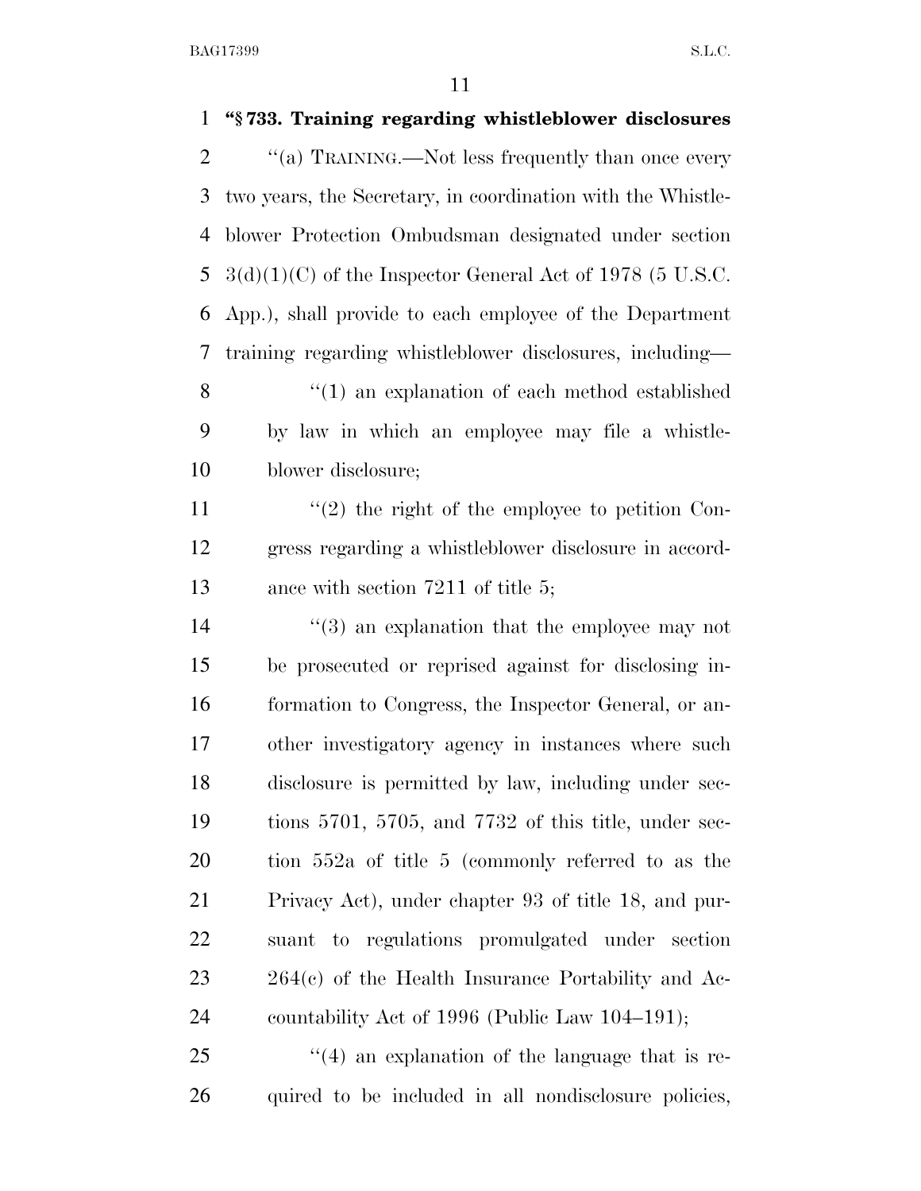**"§ 733. Training regarding whistleblower disclosures**

"(a) TRAINING.—Not less frequently than once every two years, the Secretary, in coordination with the Whistleblower Protection Ombudsman designated under section 3(d)(1)(C) of the Inspector General Act of 1978 (5 U.S.C. App.), shall provide to each employee of the Department training regarding whistleblower disclosures, including—

"(1) an explanation of each method established by law in which an employee may file a whistleblower disclosure;

"(2) the right of the employee to petition Congress regarding a whistleblower disclosure in accordance with section 7211 of title 5;

"(3) an explanation that the employee may not be prosecuted or reprised against for disclosing information to Congress, the Inspector General, or another investigatory agency in instances where such disclosure is permitted by law, including under sections 5701, 5705, and 7732 of this title, under section 552a of title 5 (commonly referred to as the Privacy Act), under chapter 93 of title 18, and pursuant to regulations promulgated under section 264(c) of the Health Insurance Portability and Accountability Act of 1996 (Public Law 104–191);

"(4) an explanation of the language that is required to be included in all nondisclosure policies,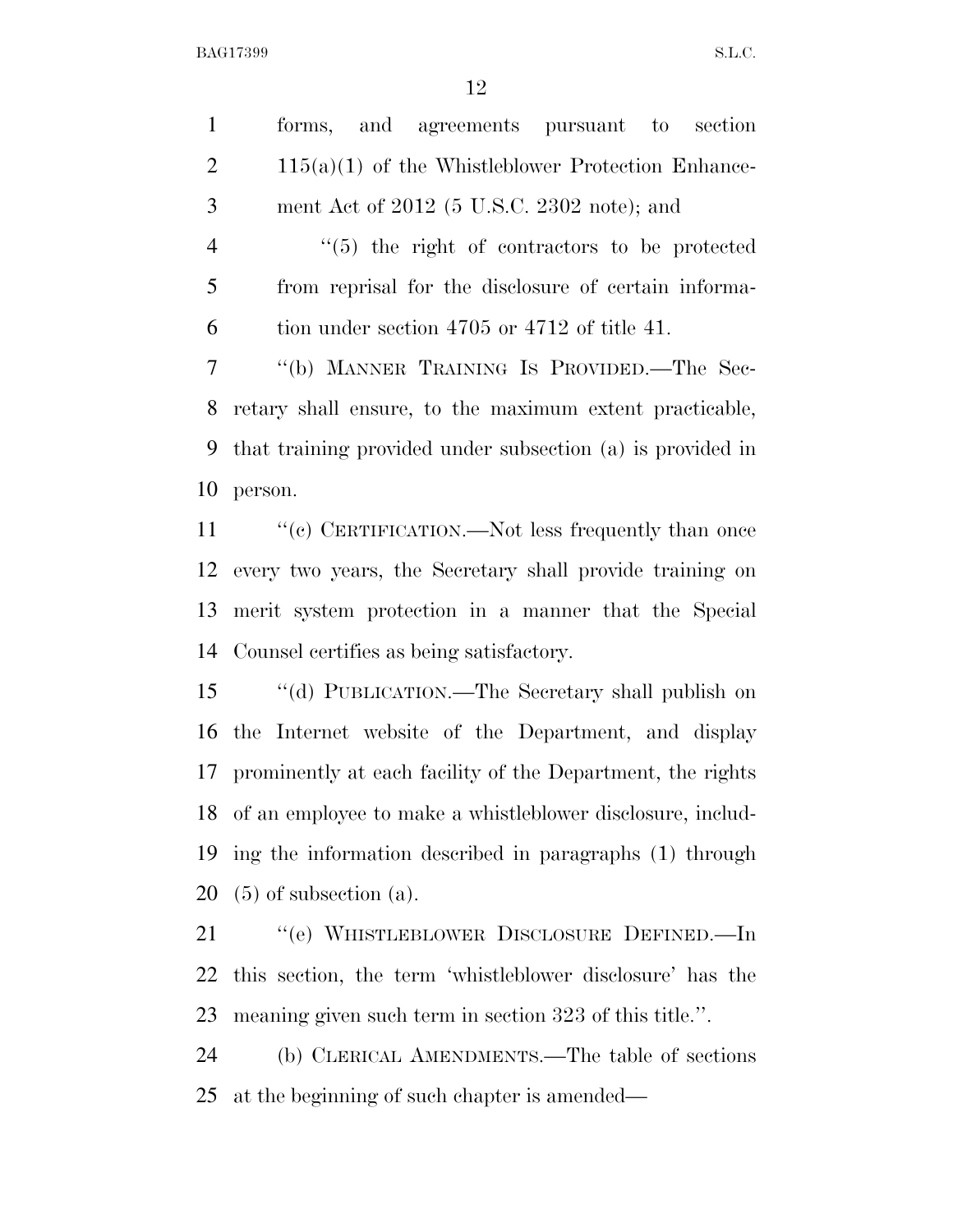forms, and agreements pursuant to section 115(a)(1) of the Whistleblower Protection Enhancement Act of 2012 (5 U.S.C. 2302 note); and

"(5) the right of contractors to be protected from reprisal for the disclosure of certain information under section 4705 or 4712 of title 41.

"(b) MANNER TRAINING IS PROVIDED.—The Secretary shall ensure, to the maximum extent practicable, that training provided under subsection (a) is provided in person.

"(c) CERTIFICATION.—Not less frequently than once every two years, the Secretary shall provide training on merit system protection in a manner that the Special Counsel certifies as being satisfactory.

"(d) PUBLICATION.—The Secretary shall publish on the Internet website of the Department, and display prominently at each facility of the Department, the rights of an employee to make a whistleblower disclosure, including the information described in paragraphs (1) through (5) of subsection (a).

"(e) WHISTLEBLOWER DISCLOSURE DEFINED.—In this section, the term 'whistleblower disclosure' has the meaning given such term in section 323 of this title.".

(b) CLERICAL AMENDMENTS.—The table of sections at the beginning of such chapter is amended—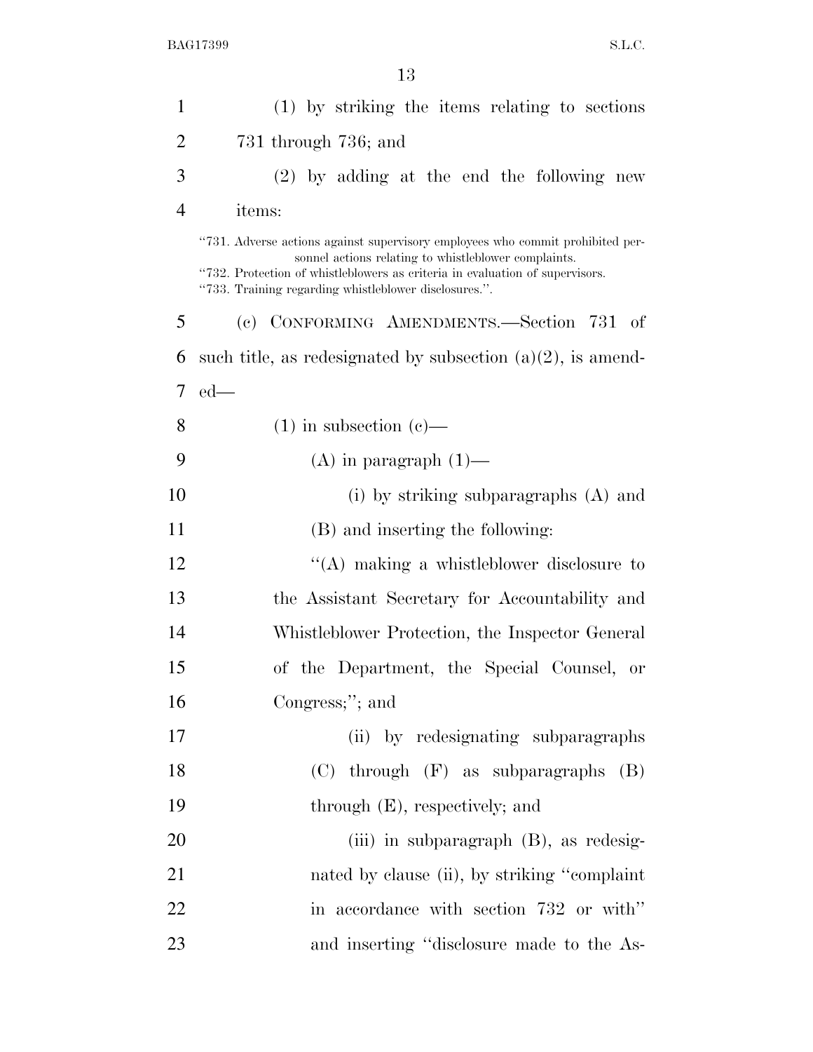(1) by striking the items relating to sections 731 through 736; and

(2) by adding at the end the following new items:

"731. Adverse actions against supervisory employees who commit prohibited personnel actions relating to whistleblower complaints.
"732. Protection of whistleblowers as criteria in evaluation of supervisors.
"733. Training regarding whistleblower disclosures.".

(c) CONFORMING AMENDMENTS.—Section 731 of such title, as redesignated by subsection (a)(2), is amended—

(1) in subsection (c)—

(A) in paragraph (1)—

(i) by striking subparagraphs (A) and (B) and inserting the following:

"(A) making a whistleblower disclosure to the Assistant Secretary for Accountability and Whistleblower Protection, the Inspector General of the Department, the Special Counsel, or Congress;"; and

(ii) by redesignating subparagraphs (C) through (F) as subparagraphs (B) through (E), respectively; and

(iii) in subparagraph (B), as redesignated by clause (ii), by striking "complaint in accordance with section 732 or with" and inserting "disclosure made to the As-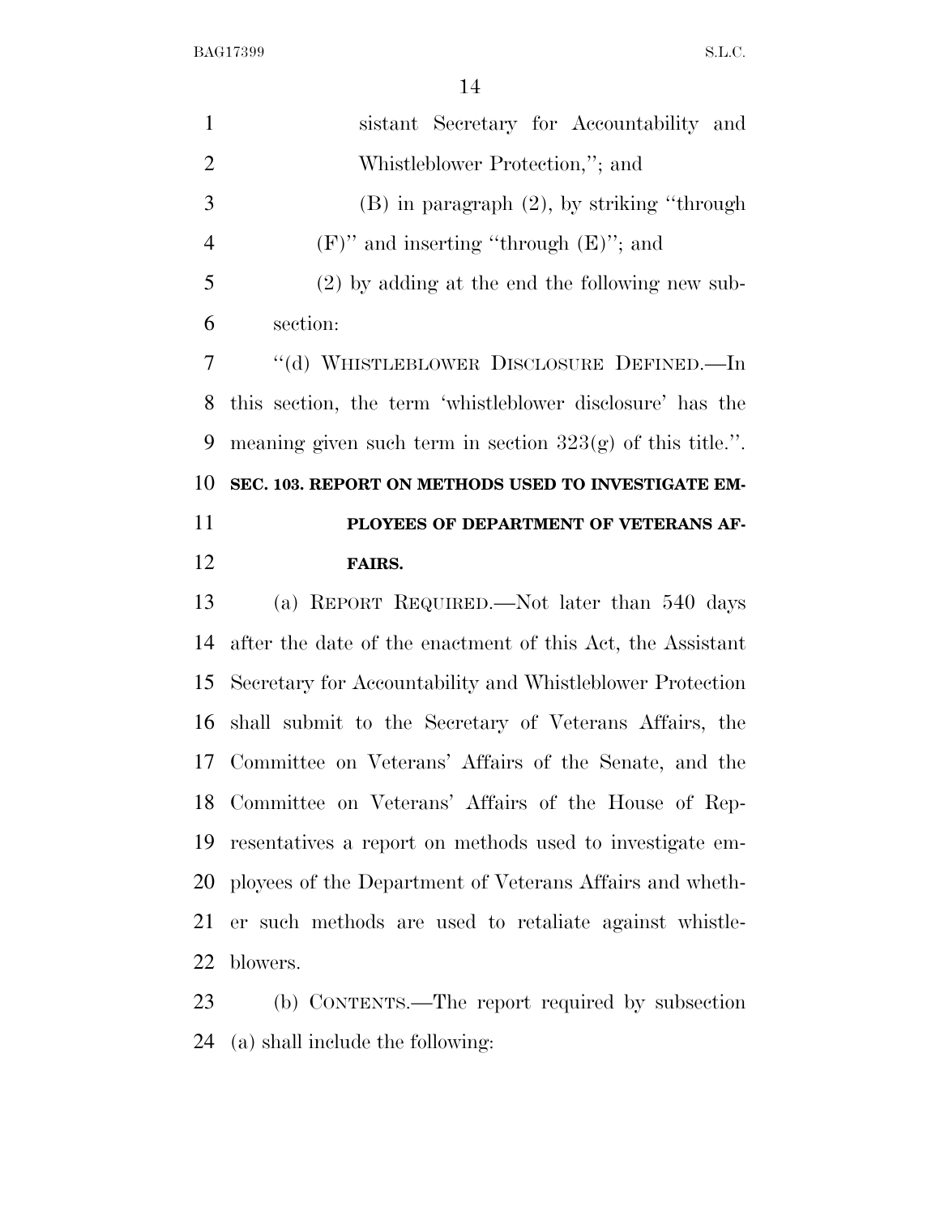sistant Secretary for Accountability and Whistleblower Protection,''; and

(B) in paragraph (2), by striking ''through (F)'' and inserting ''through (E)''; and

(2) by adding at the end the following new subsection:

''(d) WHISTLEBLOWER DISCLOSURE DEFINED.—In this section, the term 'whistleblower disclosure' has the meaning given such term in section 323(g) of this title.''.

### SEC. 103. REPORT ON METHODS USED TO INVESTIGATE EMPLOYEES OF DEPARTMENT OF VETERANS AFFAIRS.

(a) REPORT REQUIRED.—Not later than 540 days after the date of the enactment of this Act, the Assistant Secretary for Accountability and Whistleblower Protection shall submit to the Secretary of Veterans Affairs, the Committee on Veterans' Affairs of the Senate, and the Committee on Veterans' Affairs of the House of Representatives a report on methods used to investigate employees of the Department of Veterans Affairs and whether such methods are used to retaliate against whistleblowers.

(b) CONTENTS.—The report required by subsection (a) shall include the following: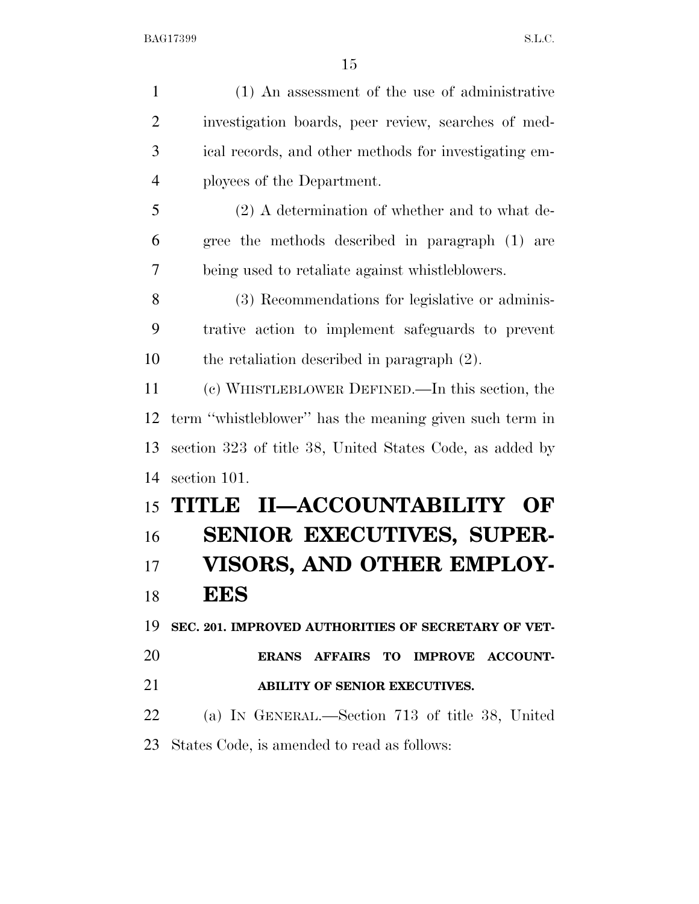(1) An assessment of the use of administrative investigation boards, peer review, searches of medical records, and other methods for investigating employees of the Department.

(2) A determination of whether and to what degree the methods described in paragraph (1) are being used to retaliate against whistleblowers.

(3) Recommendations for legislative or administrative action to implement safeguards to prevent the retaliation described in paragraph (2).

(c) WHISTLEBLOWER DEFINED.—In this section, the term ''whistleblower'' has the meaning given such term in section 323 of title 38, United States Code, as added by section 101.

# TITLE II—ACCOUNTABILITY OF SENIOR EXECUTIVES, SUPERVISORS, AND OTHER EMPLOYEES

## SEC. 201. IMPROVED AUTHORITIES OF SECRETARY OF VETERANS AFFAIRS TO IMPROVE ACCOUNTABILITY OF SENIOR EXECUTIVES.

(a) IN GENERAL.—Section 713 of title 38, United States Code, is amended to read as follows: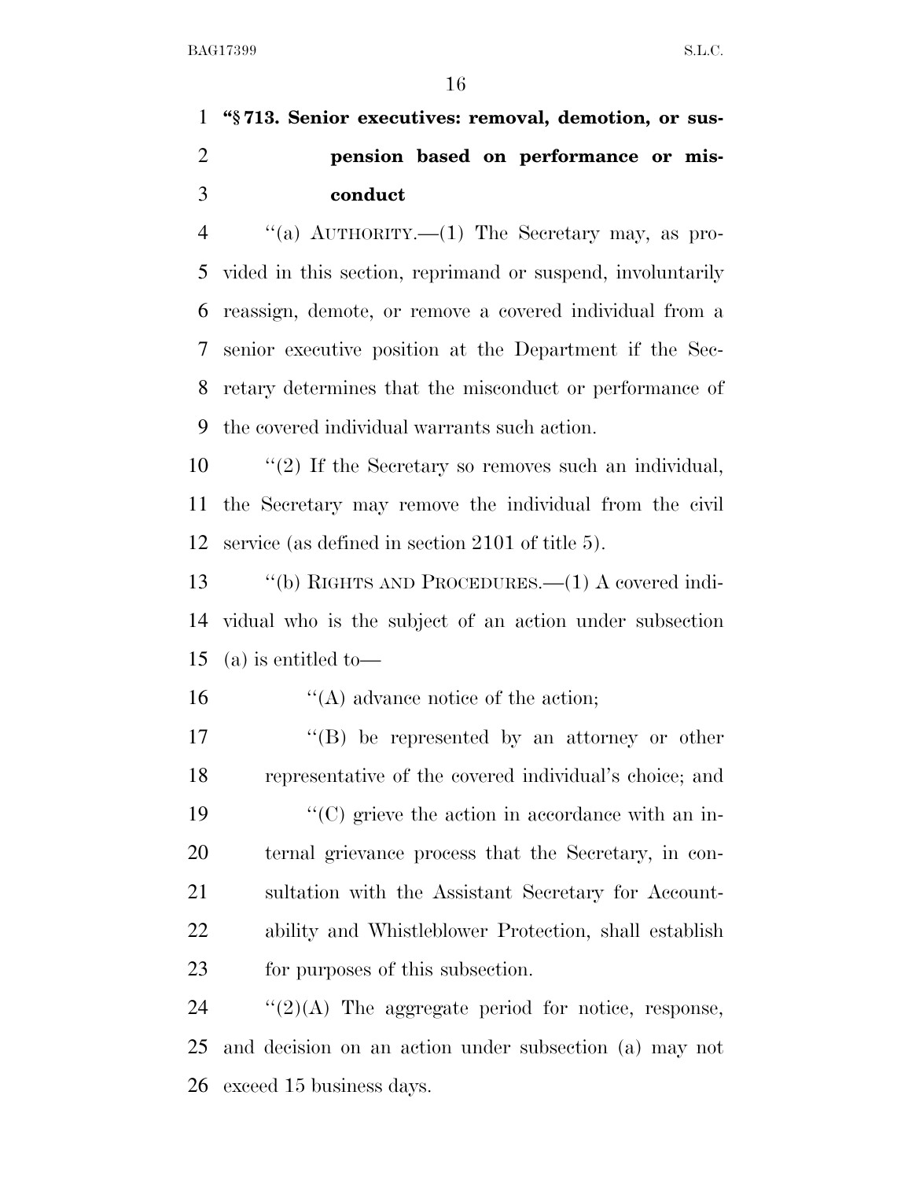**"§ 713. Senior executives: removal, demotion, or suspension based on performance or misconduct**

"(a) AUTHORITY.—(1) The Secretary may, as provided in this section, reprimand or suspend, involuntarily reassign, demote, or remove a covered individual from a senior executive position at the Department if the Secretary determines that the misconduct or performance of the covered individual warrants such action.

"(2) If the Secretary so removes such an individual, the Secretary may remove the individual from the civil service (as defined in section 2101 of title 5).

"(b) RIGHTS AND PROCEDURES.—(1) A covered individual who is the subject of an action under subsection (a) is entitled to—

"(A) advance notice of the action;

"(B) be represented by an attorney or other representative of the covered individual's choice; and

"(C) grieve the action in accordance with an internal grievance process that the Secretary, in consultation with the Assistant Secretary for Accountability and Whistleblower Protection, shall establish for purposes of this subsection.

"(2)(A) The aggregate period for notice, response, and decision on an action under subsection (a) may not exceed 15 business days.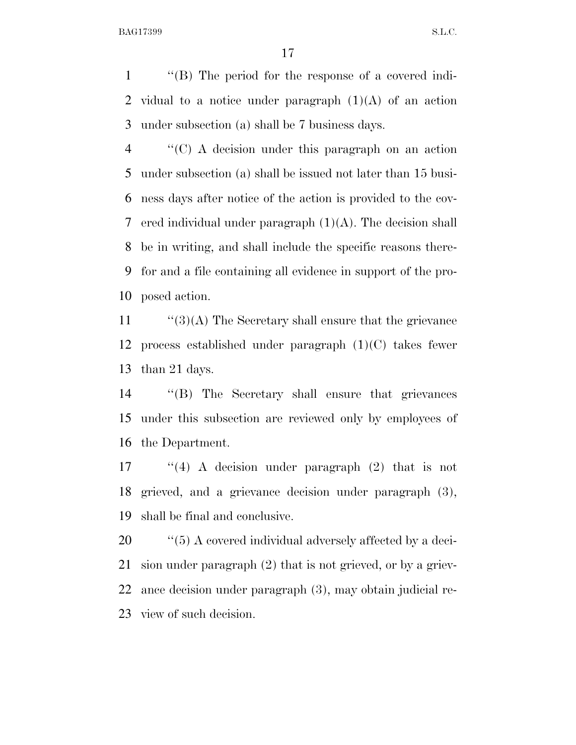''(B) The period for the response of a covered individual to a notice under paragraph (1)(A) of an action under subsection (a) shall be 7 business days.

''(C) A decision under this paragraph on an action under subsection (a) shall be issued not later than 15 business days after notice of the action is provided to the covered individual under paragraph (1)(A). The decision shall be in writing, and shall include the specific reasons therefor and a file containing all evidence in support of the proposed action.

''(3)(A) The Secretary shall ensure that the grievance process established under paragraph (1)(C) takes fewer than 21 days.

''(B) The Secretary shall ensure that grievances under this subsection are reviewed only by employees of the Department.

''(4) A decision under paragraph (2) that is not grieved, and a grievance decision under paragraph (3), shall be final and conclusive.

''(5) A covered individual adversely affected by a decision under paragraph (2) that is not grieved, or by a grievance decision under paragraph (3), may obtain judicial review of such decision.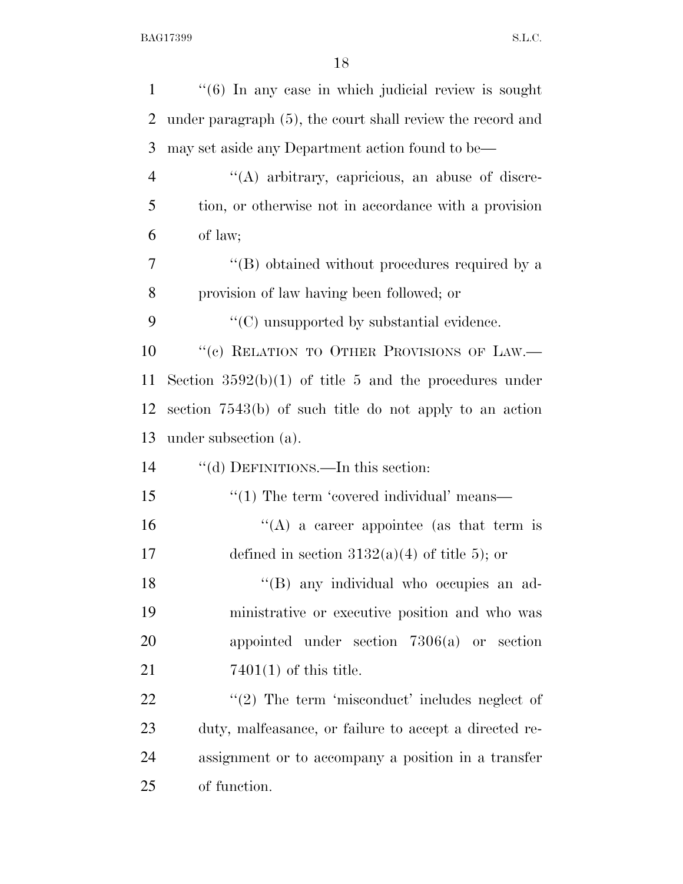"(6) In any case in which judicial review is sought under paragraph (5), the court shall review the record and may set aside any Department action found to be—

"(A) arbitrary, capricious, an abuse of discretion, or otherwise not in accordance with a provision of law;

"(B) obtained without procedures required by a provision of law having been followed; or

"(C) unsupported by substantial evidence.

"(c) RELATION TO OTHER PROVISIONS OF LAW.—Section 3592(b)(1) of title 5 and the procedures under section 7543(b) of such title do not apply to an action under subsection (a).

"(d) DEFINITIONS.—In this section:

"(1) The term 'covered individual' means—

"(A) a career appointee (as that term is defined in section 3132(a)(4) of title 5); or

"(B) any individual who occupies an administrative or executive position and who was appointed under section 7306(a) or section 7401(1) of this title.

"(2) The term 'misconduct' includes neglect of duty, malfeasance, or failure to accept a directed reassignment or to accompany a position in a transfer of function.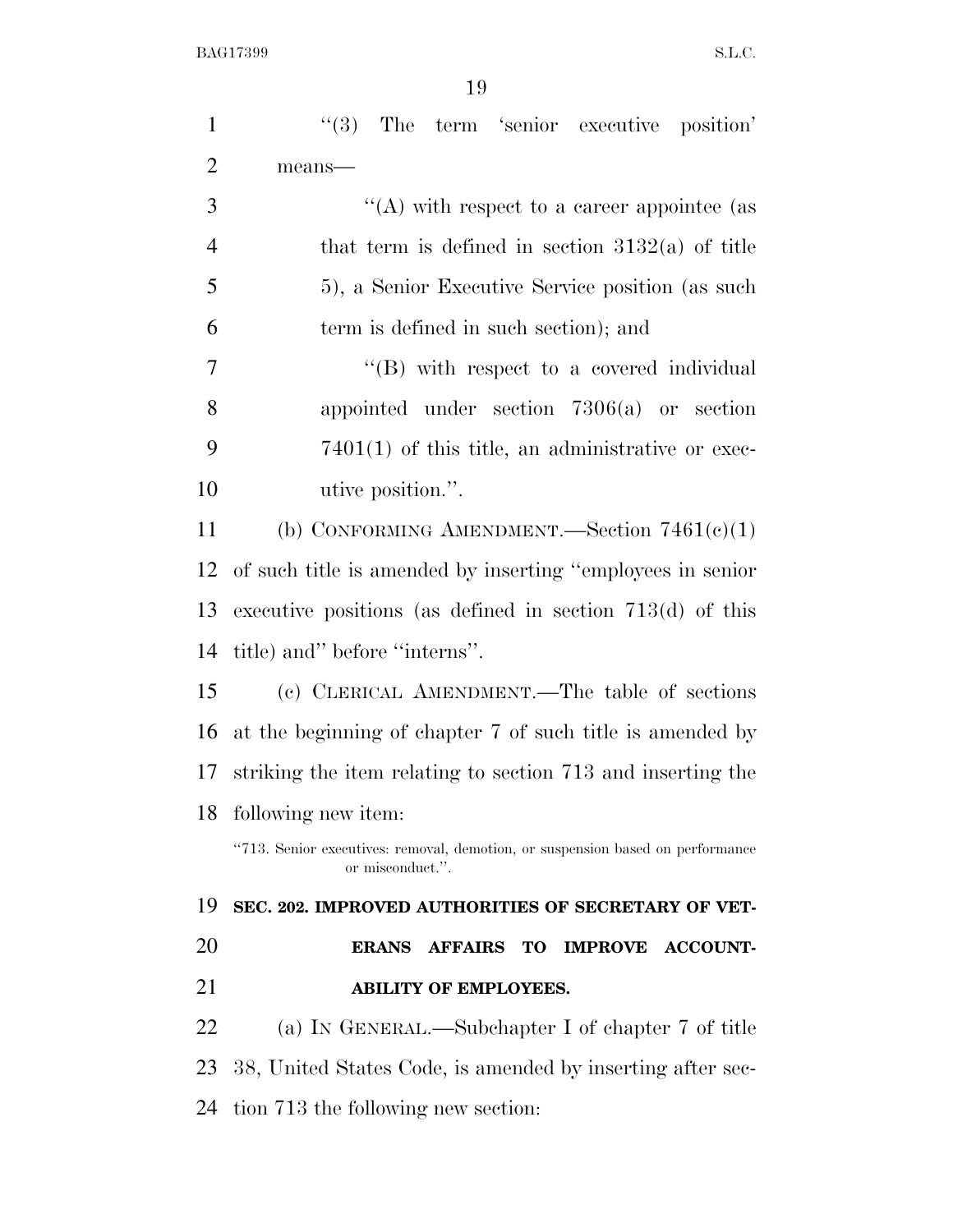"(3) The term 'senior executive position' means—

"(A) with respect to a career appointee (as that term is defined in section 3132(a) of title 5), a Senior Executive Service position (as such term is defined in such section); and

"(B) with respect to a covered individual appointed under section 7306(a) or section 7401(1) of this title, an administrative or executive position.".

(b) CONFORMING AMENDMENT.—Section 7461(c)(1) of such title is amended by inserting "employees in senior executive positions (as defined in section 713(d) of this title) and" before "interns".

(c) CLERICAL AMENDMENT.—The table of sections at the beginning of chapter 7 of such title is amended by striking the item relating to section 713 and inserting the following new item:

"713. Senior executives: removal, demotion, or suspension based on performance or misconduct.".

**SEC. 202. IMPROVED AUTHORITIES OF SECRETARY OF VETERANS AFFAIRS TO IMPROVE ACCOUNTABILITY OF EMPLOYEES.**

(a) IN GENERAL.—Subchapter I of chapter 7 of title 38, United States Code, is amended by inserting after section 713 the following new section: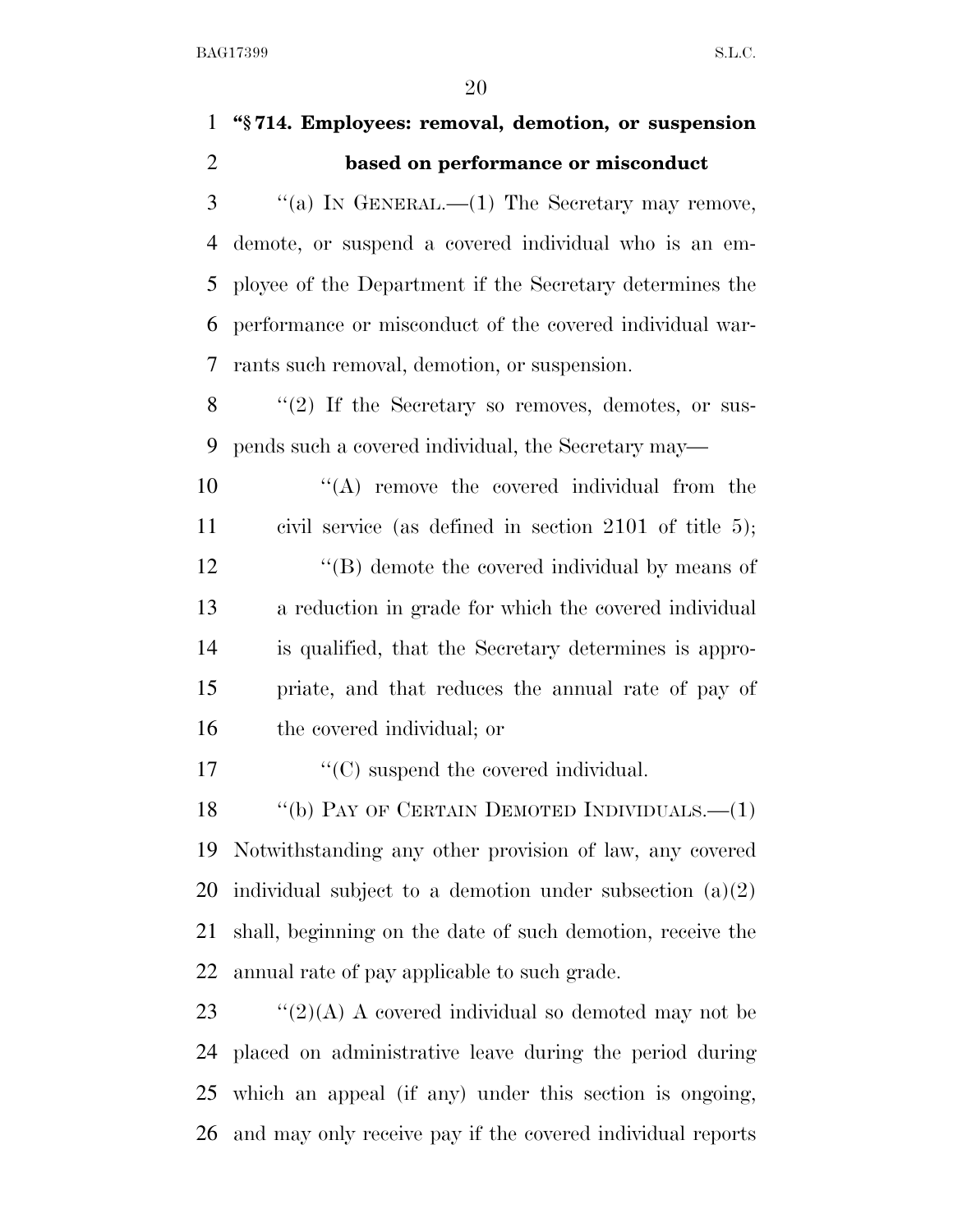**"§ 714. Employees: removal, demotion, or suspension based on performance or misconduct**

"(a) IN GENERAL.—(1) The Secretary may remove, demote, or suspend a covered individual who is an employee of the Department if the Secretary determines the performance or misconduct of the covered individual warrants such removal, demotion, or suspension.

"(2) If the Secretary so removes, demotes, or suspends such a covered individual, the Secretary may—

"(A) remove the covered individual from the civil service (as defined in section 2101 of title 5);

"(B) demote the covered individual by means of a reduction in grade for which the covered individual is qualified, that the Secretary determines is appropriate, and that reduces the annual rate of pay of the covered individual; or

"(C) suspend the covered individual.

"(b) PAY OF CERTAIN DEMOTED INDIVIDUALS.—(1) Notwithstanding any other provision of law, any covered individual subject to a demotion under subsection (a)(2) shall, beginning on the date of such demotion, receive the annual rate of pay applicable to such grade.

"(2)(A) A covered individual so demoted may not be placed on administrative leave during the period during which an appeal (if any) under this section is ongoing, and may only receive pay if the covered individual reports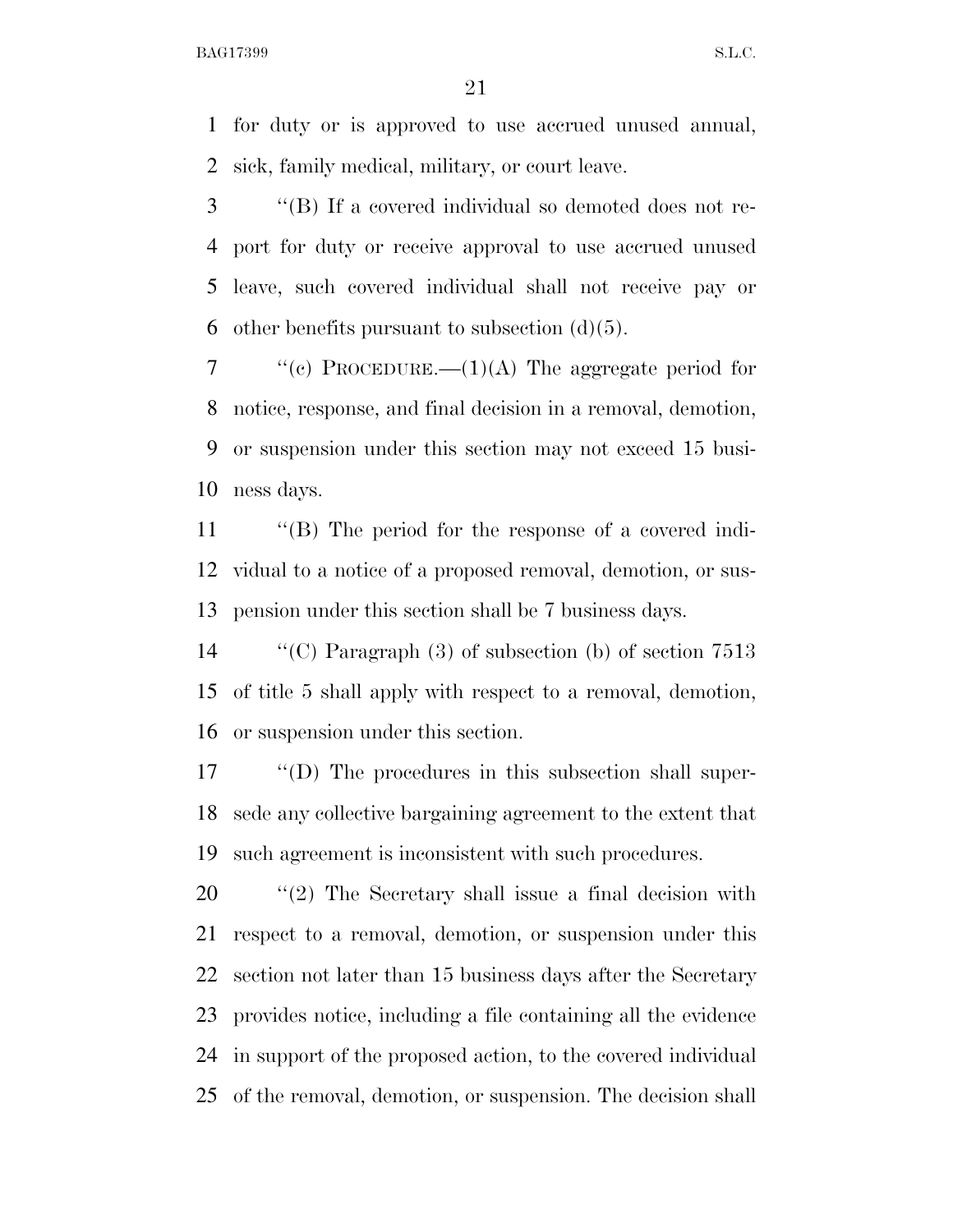for duty or is approved to use accrued unused annual, sick, family medical, military, or court leave.

''(B) If a covered individual so demoted does not report for duty or receive approval to use accrued unused leave, such covered individual shall not receive pay or other benefits pursuant to subsection (d)(5).

''(c) PROCEDURE.—(1)(A) The aggregate period for notice, response, and final decision in a removal, demotion, or suspension under this section may not exceed 15 business days.

''(B) The period for the response of a covered individual to a notice of a proposed removal, demotion, or suspension under this section shall be 7 business days.

''(C) Paragraph (3) of subsection (b) of section 7513 of title 5 shall apply with respect to a removal, demotion, or suspension under this section.

''(D) The procedures in this subsection shall supersede any collective bargaining agreement to the extent that such agreement is inconsistent with such procedures.

''(2) The Secretary shall issue a final decision with respect to a removal, demotion, or suspension under this section not later than 15 business days after the Secretary provides notice, including a file containing all the evidence in support of the proposed action, to the covered individual of the removal, demotion, or suspension. The decision shall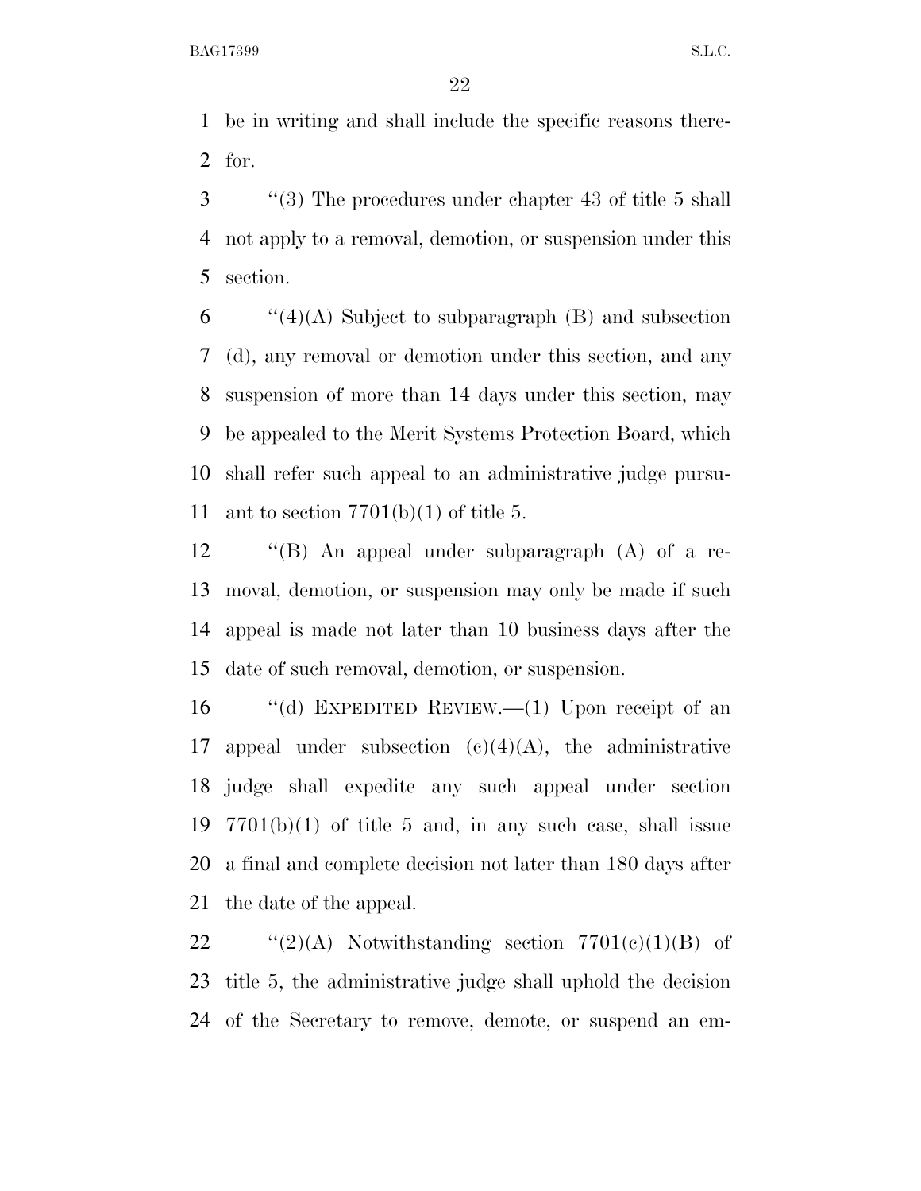be in writing and shall include the specific reasons therefor.

''(3) The procedures under chapter 43 of title 5 shall not apply to a removal, demotion, or suspension under this section.

''(4)(A) Subject to subparagraph (B) and subsection (d), any removal or demotion under this section, and any suspension of more than 14 days under this section, may be appealed to the Merit Systems Protection Board, which shall refer such appeal to an administrative judge pursuant to section 7701(b)(1) of title 5.

''(B) An appeal under subparagraph (A) of a removal, demotion, or suspension may only be made if such appeal is made not later than 10 business days after the date of such removal, demotion, or suspension.

''(d) EXPEDITED REVIEW.—(1) Upon receipt of an appeal under subsection (c)(4)(A), the administrative judge shall expedite any such appeal under section 7701(b)(1) of title 5 and, in any such case, shall issue a final and complete decision not later than 180 days after the date of the appeal.

''(2)(A) Notwithstanding section 7701(c)(1)(B) of title 5, the administrative judge shall uphold the decision of the Secretary to remove, demote, or suspend an em-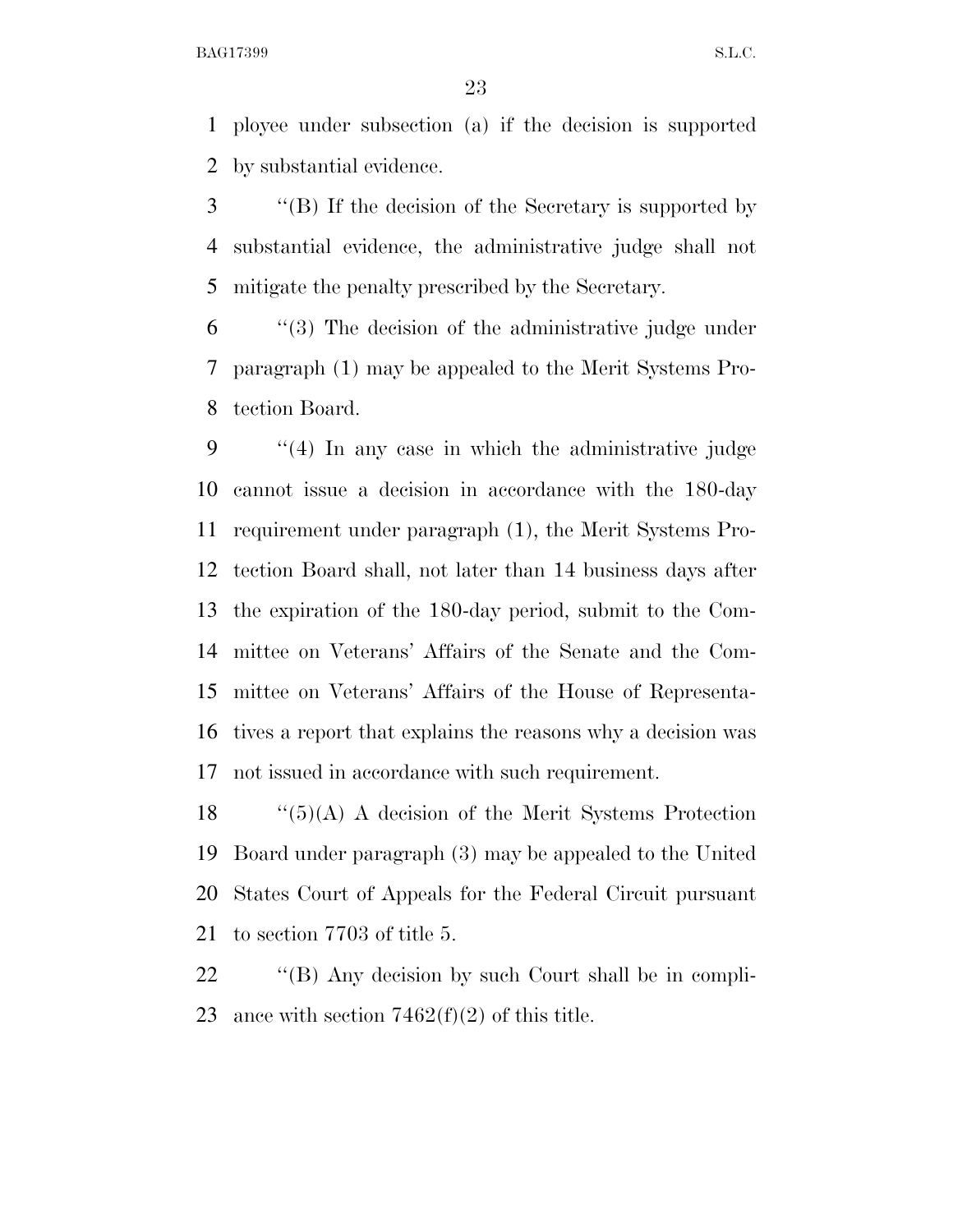ployee under subsection (a) if the decision is supported by substantial evidence.

''(B) If the decision of the Secretary is supported by substantial evidence, the administrative judge shall not mitigate the penalty prescribed by the Secretary.

''(3) The decision of the administrative judge under paragraph (1) may be appealed to the Merit Systems Protection Board.

''(4) In any case in which the administrative judge cannot issue a decision in accordance with the 180-day requirement under paragraph (1), the Merit Systems Protection Board shall, not later than 14 business days after the expiration of the 180-day period, submit to the Committee on Veterans' Affairs of the Senate and the Committee on Veterans' Affairs of the House of Representatives a report that explains the reasons why a decision was not issued in accordance with such requirement.

''(5)(A) A decision of the Merit Systems Protection Board under paragraph (3) may be appealed to the United States Court of Appeals for the Federal Circuit pursuant to section 7703 of title 5.

''(B) Any decision by such Court shall be in compliance with section 7462(f)(2) of this title.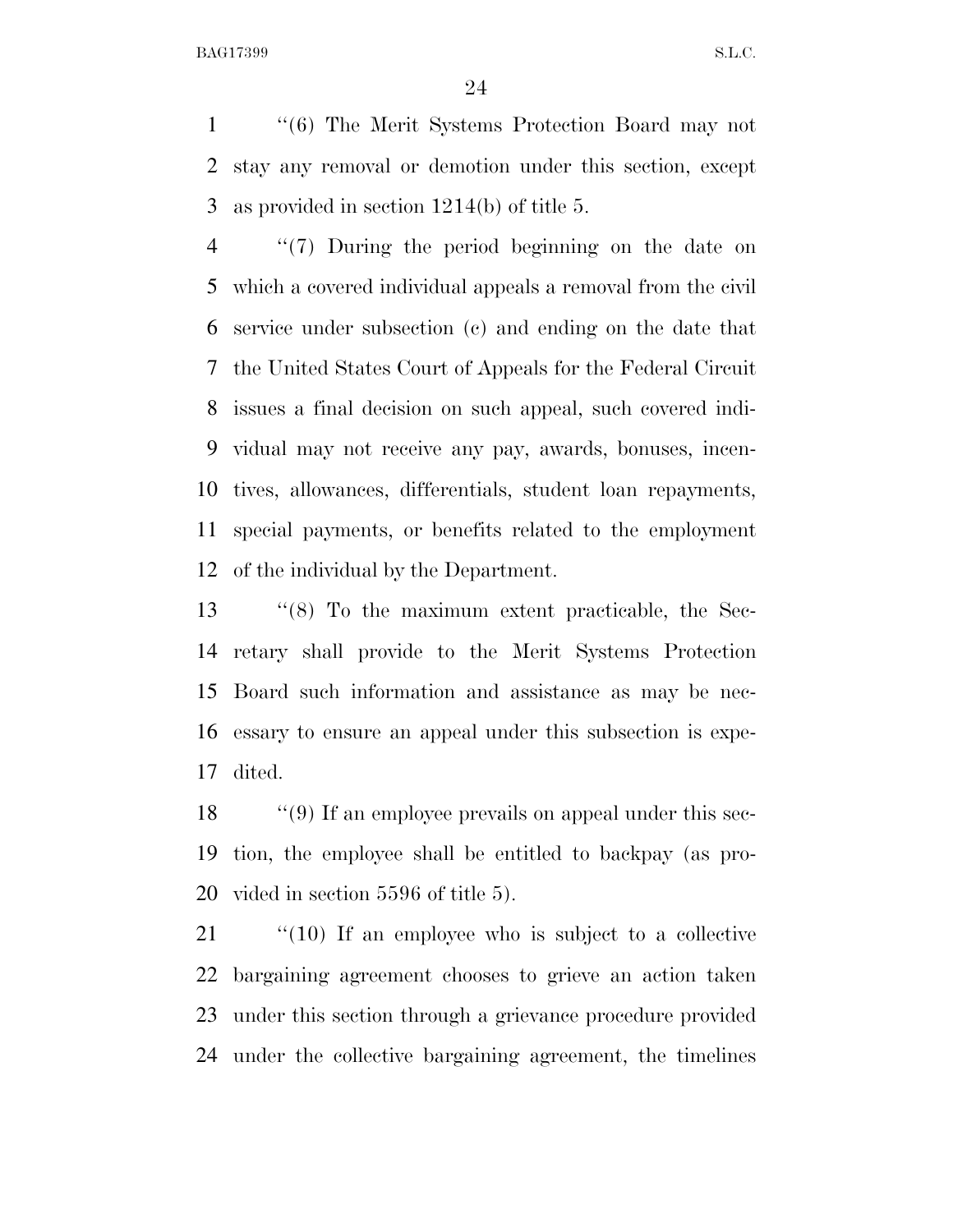''(6) The Merit Systems Protection Board may not stay any removal or demotion under this section, except as provided in section 1214(b) of title 5.

''(7) During the period beginning on the date on which a covered individual appeals a removal from the civil service under subsection (c) and ending on the date that the United States Court of Appeals for the Federal Circuit issues a final decision on such appeal, such covered individual may not receive any pay, awards, bonuses, incentives, allowances, differentials, student loan repayments, special payments, or benefits related to the employment of the individual by the Department.

''(8) To the maximum extent practicable, the Secretary shall provide to the Merit Systems Protection Board such information and assistance as may be necessary to ensure an appeal under this subsection is expedited.

''(9) If an employee prevails on appeal under this section, the employee shall be entitled to backpay (as provided in section 5596 of title 5).

''(10) If an employee who is subject to a collective bargaining agreement chooses to grieve an action taken under this section through a grievance procedure provided under the collective bargaining agreement, the timelines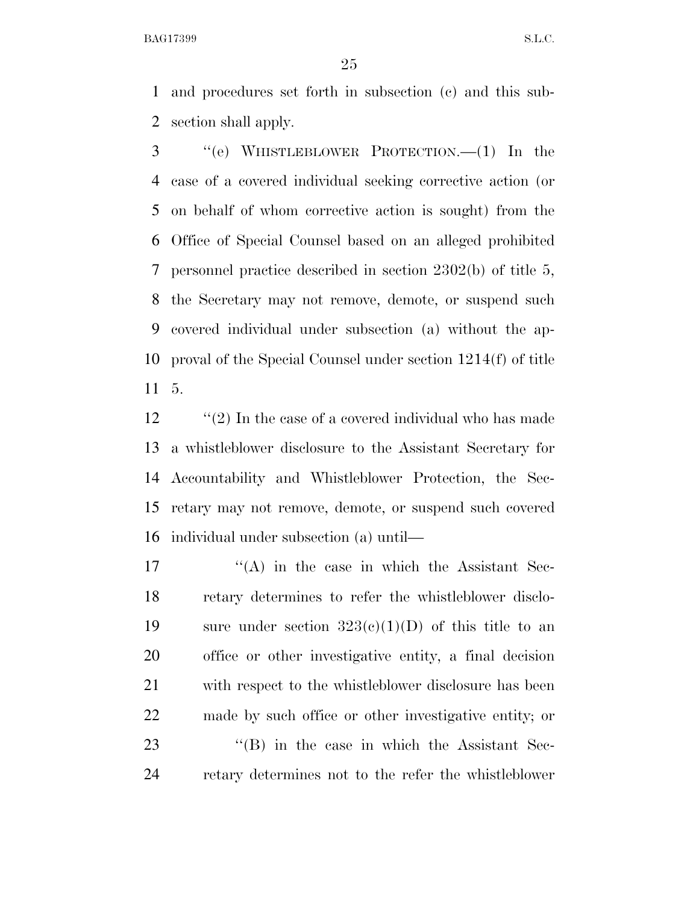and procedures set forth in subsection (c) and this subsection shall apply.

''(e) WHISTLEBLOWER PROTECTION.—(1) In the case of a covered individual seeking corrective action (or on behalf of whom corrective action is sought) from the Office of Special Counsel based on an alleged prohibited personnel practice described in section 2302(b) of title 5, the Secretary may not remove, demote, or suspend such covered individual under subsection (a) without the approval of the Special Counsel under section 1214(f) of title 5.

''(2) In the case of a covered individual who has made a whistleblower disclosure to the Assistant Secretary for Accountability and Whistleblower Protection, the Secretary may not remove, demote, or suspend such covered individual under subsection (a) until—

''(A) in the case in which the Assistant Secretary determines to refer the whistleblower disclosure under section 323(c)(1)(D) of this title to an office or other investigative entity, a final decision with respect to the whistleblower disclosure has been made by such office or other investigative entity; or

''(B) in the case in which the Assistant Secretary determines not to the refer the whistleblower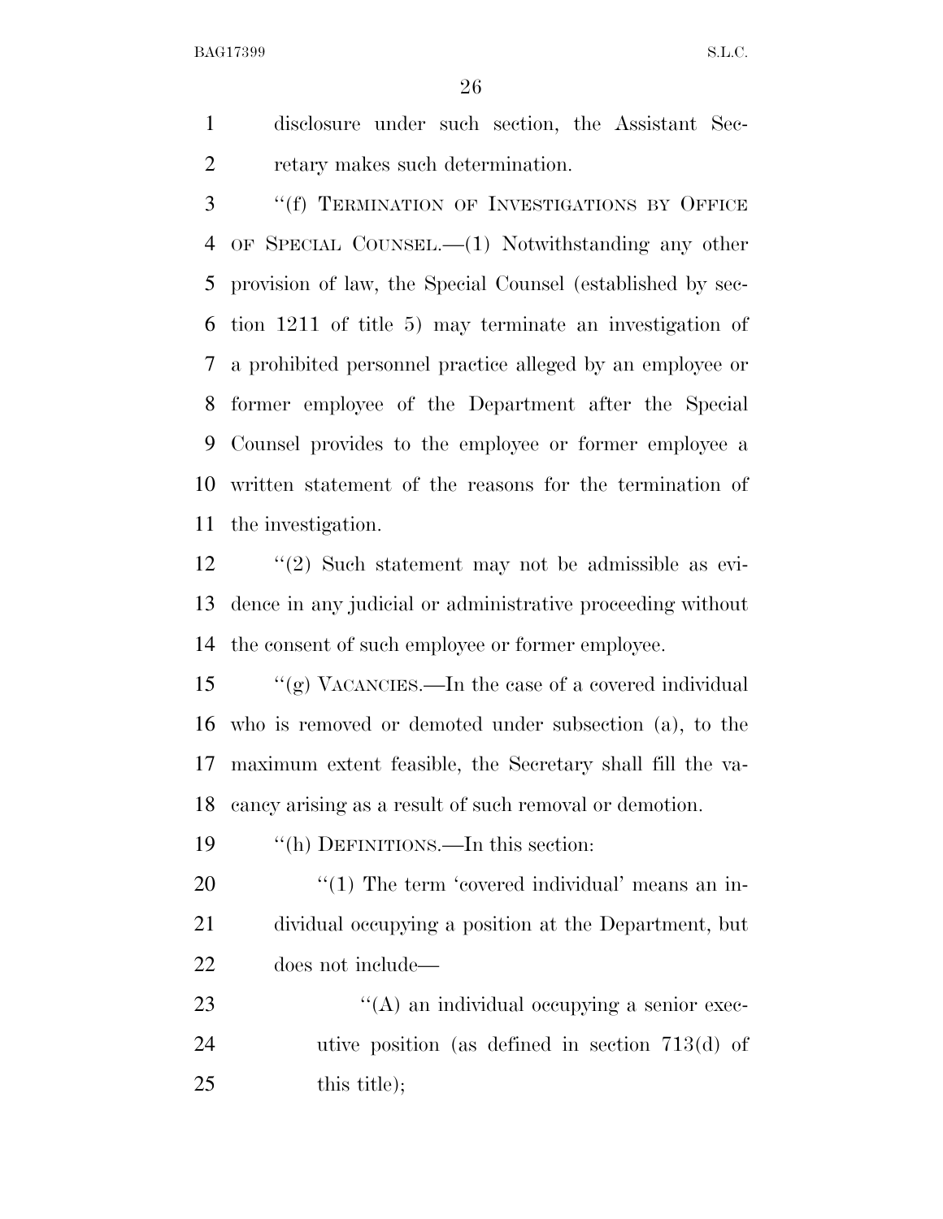disclosure under such section, the Assistant Secretary makes such determination.

''(f) TERMINATION OF INVESTIGATIONS BY OFFICE OF SPECIAL COUNSEL.—(1) Notwithstanding any other provision of law, the Special Counsel (established by section 1211 of title 5) may terminate an investigation of a prohibited personnel practice alleged by an employee or former employee of the Department after the Special Counsel provides to the employee or former employee a written statement of the reasons for the termination of the investigation.

''(2) Such statement may not be admissible as evidence in any judicial or administrative proceeding without the consent of such employee or former employee.

''(g) VACANCIES.—In the case of a covered individual who is removed or demoted under subsection (a), to the maximum extent feasible, the Secretary shall fill the vacancy arising as a result of such removal or demotion.

''(h) DEFINITIONS.—In this section:

''(1) The term 'covered individual' means an individual occupying a position at the Department, but does not include—

''(A) an individual occupying a senior executive position (as defined in section 713(d) of this title);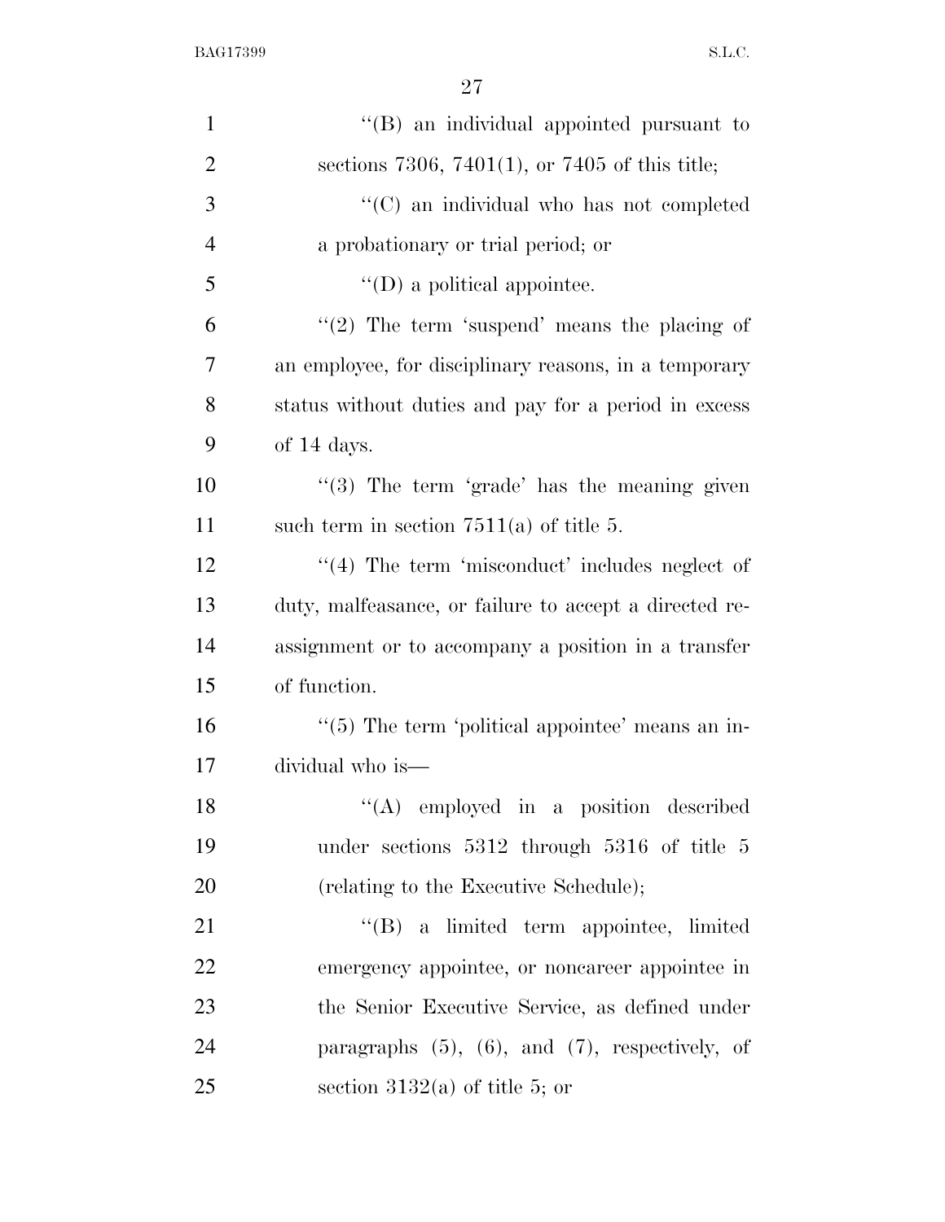''(B) an individual appointed pursuant to sections 7306, 7401(1), or 7405 of this title;

''(C) an individual who has not completed a probationary or trial period; or

''(D) a political appointee.

''(2) The term 'suspend' means the placing of an employee, for disciplinary reasons, in a temporary status without duties and pay for a period in excess of 14 days.

''(3) The term 'grade' has the meaning given such term in section 7511(a) of title 5.

''(4) The term 'misconduct' includes neglect of duty, malfeasance, or failure to accept a directed reassignment or to accompany a position in a transfer of function.

''(5) The term 'political appointee' means an individual who is—

''(A) employed in a position described under sections 5312 through 5316 of title 5 (relating to the Executive Schedule);

''(B) a limited term appointee, limited emergency appointee, or noncareer appointee in the Senior Executive Service, as defined under paragraphs (5), (6), and (7), respectively, of section 3132(a) of title 5; or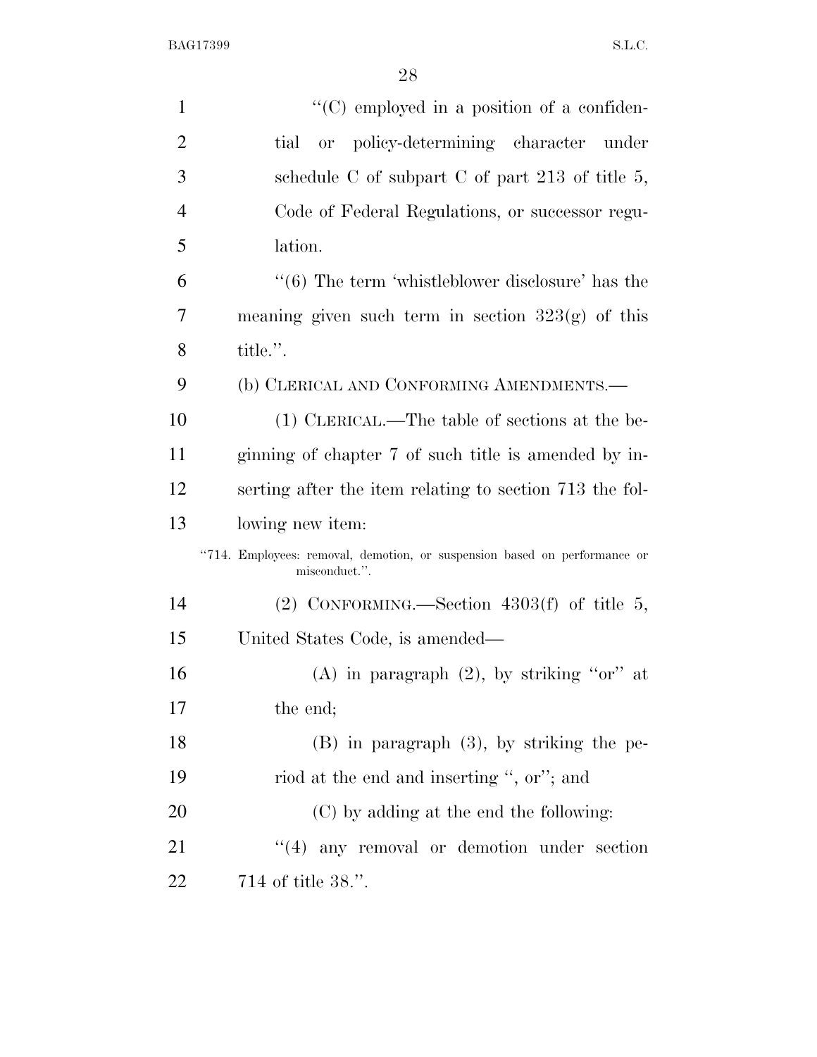"(C) employed in a position of a confidential or policy-determining character under schedule C of subpart C of part 213 of title 5, Code of Federal Regulations, or successor regulation.

"(6) The term 'whistleblower disclosure' has the meaning given such term in section 323(g) of this title.".

(b) CLERICAL AND CONFORMING AMENDMENTS.—

(1) CLERICAL.—The table of sections at the beginning of chapter 7 of such title is amended by inserting after the item relating to section 713 the following new item:

"714. Employees: removal, demotion, or suspension based on performance or misconduct.".

(2) CONFORMING.—Section 4303(f) of title 5, United States Code, is amended—

(A) in paragraph (2), by striking "or" at the end;

(B) in paragraph (3), by striking the period at the end and inserting ", or"; and

(C) by adding at the end the following:

"(4) any removal or demotion under section 714 of title 38.".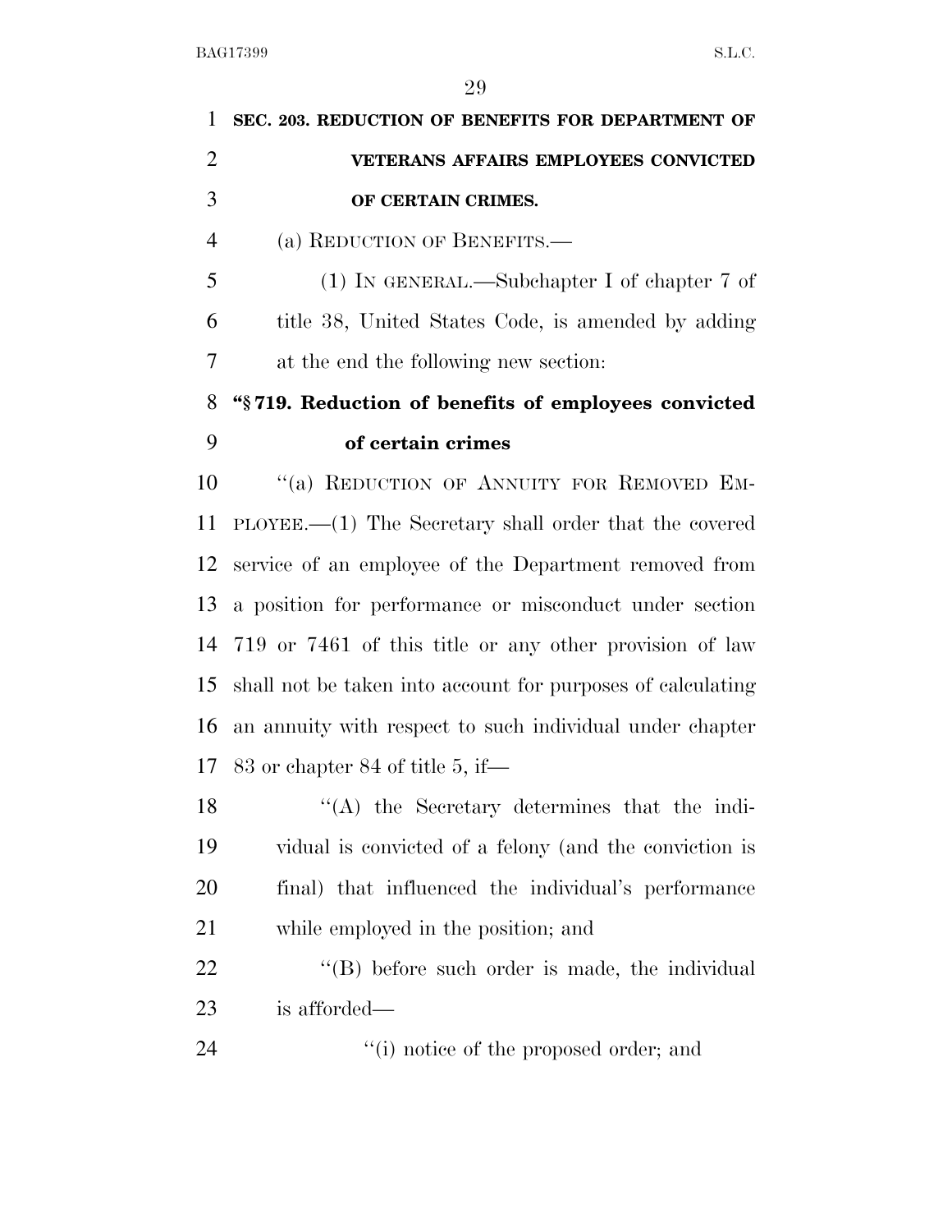**SEC. 203. REDUCTION OF BENEFITS FOR DEPARTMENT OF VETERANS AFFAIRS EMPLOYEES CONVICTED OF CERTAIN CRIMES.**

(a) REDUCTION OF BENEFITS.—

(1) IN GENERAL.—Subchapter I of chapter 7 of title 38, United States Code, is amended by adding at the end the following new section:

**"§ 719. Reduction of benefits of employees convicted of certain crimes**

"(a) REDUCTION OF ANNUITY FOR REMOVED EMPLOYEE.—(1) The Secretary shall order that the covered service of an employee of the Department removed from a position for performance or misconduct under section 719 or 7461 of this title or any other provision of law shall not be taken into account for purposes of calculating an annuity with respect to such individual under chapter 83 or chapter 84 of title 5, if—

"(A) the Secretary determines that the individual is convicted of a felony (and the conviction is final) that influenced the individual's performance while employed in the position; and

"(B) before such order is made, the individual is afforded—

"(i) notice of the proposed order; and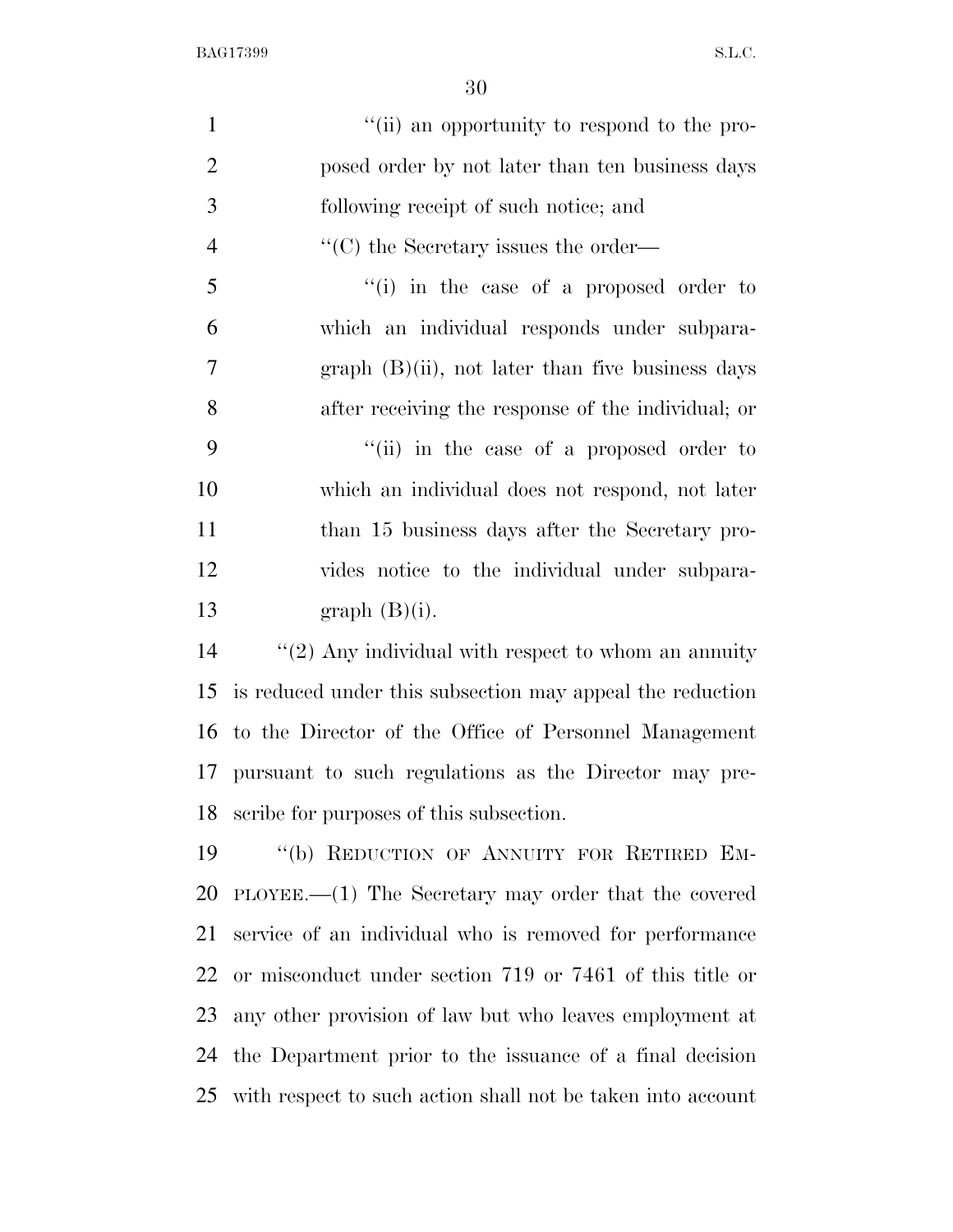"(ii) an opportunity to respond to the proposed order by not later than ten business days following receipt of such notice; and

"(C) the Secretary issues the order—

"(i) in the case of a proposed order to which an individual responds under subparagraph (B)(ii), not later than five business days after receiving the response of the individual; or

"(ii) in the case of a proposed order to which an individual does not respond, not later than 15 business days after the Secretary provides notice to the individual under subparagraph (B)(i).

"(2) Any individual with respect to whom an annuity is reduced under this subsection may appeal the reduction to the Director of the Office of Personnel Management pursuant to such regulations as the Director may prescribe for purposes of this subsection.

"(b) REDUCTION OF ANNUITY FOR RETIRED EMPLOYEE.—(1) The Secretary may order that the covered service of an individual who is removed for performance or misconduct under section 719 or 7461 of this title or any other provision of law but who leaves employment at the Department prior to the issuance of a final decision with respect to such action shall not be taken into account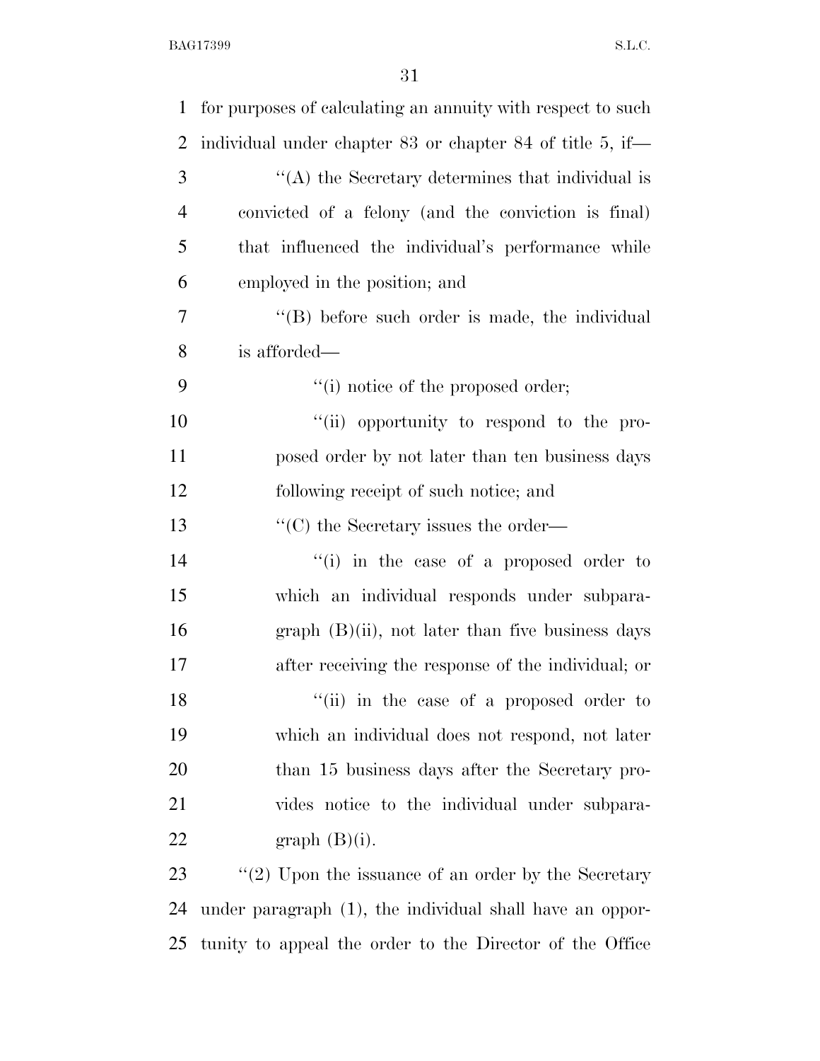for purposes of calculating an annuity with respect to such individual under chapter 83 or chapter 84 of title 5, if—

"(A) the Secretary determines that individual is convicted of a felony (and the conviction is final) that influenced the individual's performance while employed in the position; and

"(B) before such order is made, the individual is afforded—

"(i) notice of the proposed order;

"(ii) opportunity to respond to the proposed order by not later than ten business days following receipt of such notice; and

"(C) the Secretary issues the order—

"(i) in the case of a proposed order to which an individual responds under subparagraph (B)(ii), not later than five business days after receiving the response of the individual; or

"(ii) in the case of a proposed order to which an individual does not respond, not later than 15 business days after the Secretary provides notice to the individual under subparagraph (B)(i).

"(2) Upon the issuance of an order by the Secretary under paragraph (1), the individual shall have an opportunity to appeal the order to the Director of the Office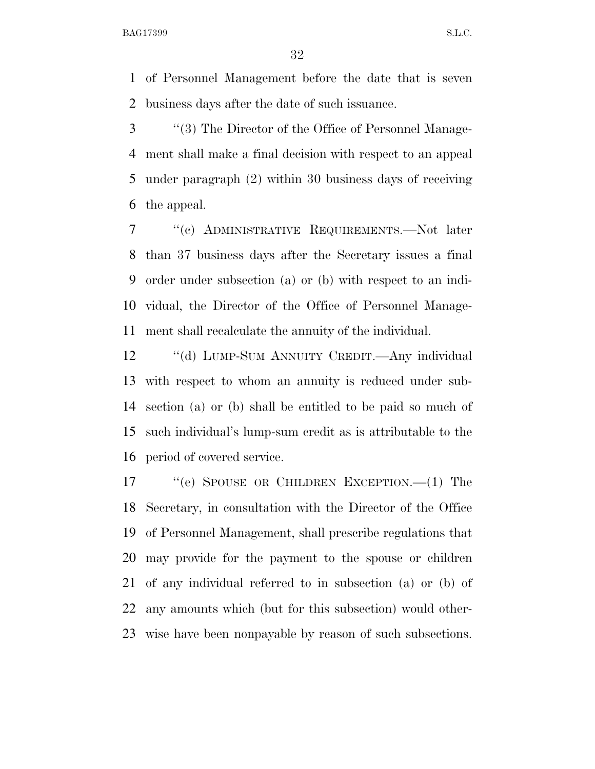of Personnel Management before the date that is seven business days after the date of such issuance.

"(3) The Director of the Office of Personnel Management shall make a final decision with respect to an appeal under paragraph (2) within 30 business days of receiving the appeal.

"(c) ADMINISTRATIVE REQUIREMENTS.—Not later than 37 business days after the Secretary issues a final order under subsection (a) or (b) with respect to an individual, the Director of the Office of Personnel Management shall recalculate the annuity of the individual.

"(d) LUMP-SUM ANNUITY CREDIT.—Any individual with respect to whom an annuity is reduced under subsection (a) or (b) shall be entitled to be paid so much of such individual's lump-sum credit as is attributable to the period of covered service.

"(e) SPOUSE OR CHILDREN EXCEPTION.—(1) The Secretary, in consultation with the Director of the Office of Personnel Management, shall prescribe regulations that may provide for the payment to the spouse or children of any individual referred to in subsection (a) or (b) of any amounts which (but for this subsection) would otherwise have been nonpayable by reason of such subsections.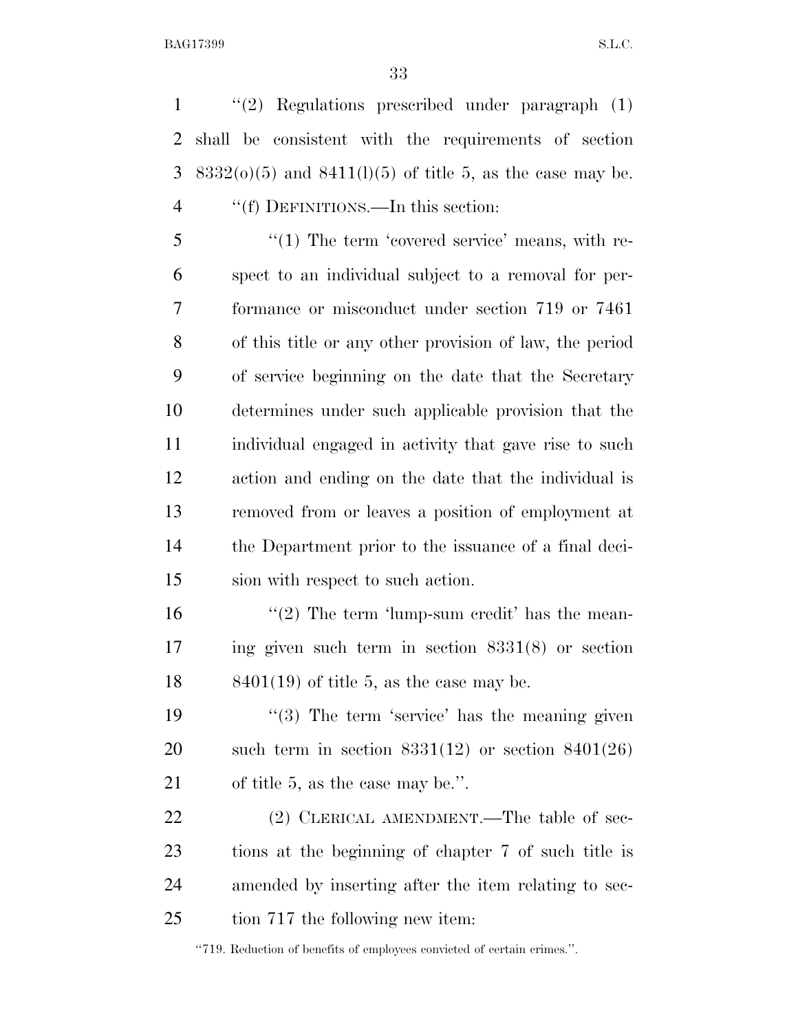"(2) Regulations prescribed under paragraph (1) shall be consistent with the requirements of section 8332(o)(5) and 8411(l)(5) of title 5, as the case may be.

"(f) DEFINITIONS.—In this section:

"(1) The term 'covered service' means, with respect to an individual subject to a removal for performance or misconduct under section 719 or 7461 of this title or any other provision of law, the period of service beginning on the date that the Secretary determines under such applicable provision that the individual engaged in activity that gave rise to such action and ending on the date that the individual is removed from or leaves a position of employment at the Department prior to the issuance of a final decision with respect to such action.

"(2) The term 'lump-sum credit' has the meaning given such term in section 8331(8) or section 8401(19) of title 5, as the case may be.

"(3) The term 'service' has the meaning given such term in section 8331(12) or section 8401(26) of title 5, as the case may be.".

(2) CLERICAL AMENDMENT.—The table of sections at the beginning of chapter 7 of such title is amended by inserting after the item relating to section 717 the following new item:

"719. Reduction of benefits of employees convicted of certain crimes.".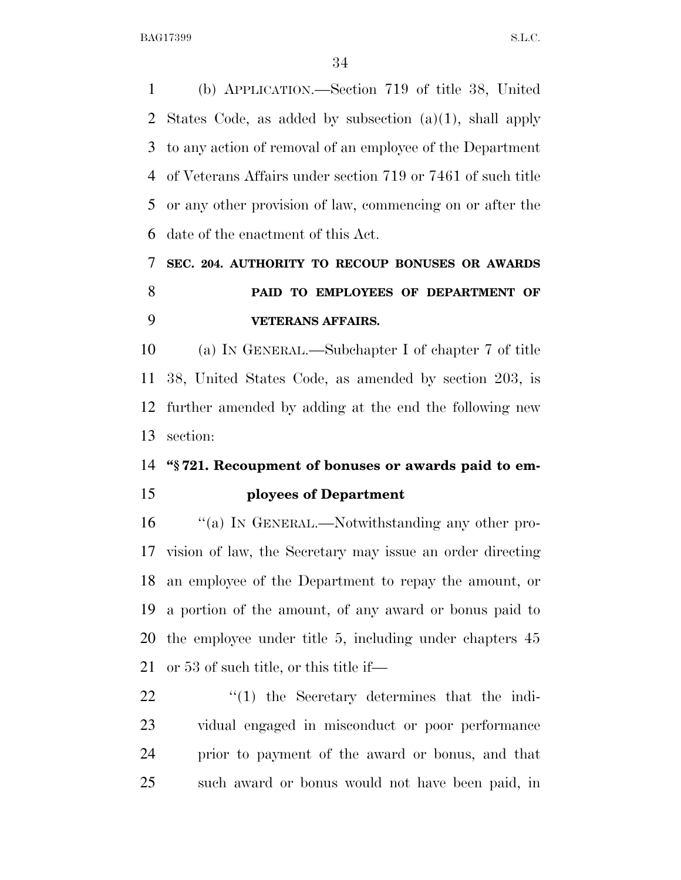(b) APPLICATION.—Section 719 of title 38, United States Code, as added by subsection (a)(1), shall apply to any action of removal of an employee of the Department of Veterans Affairs under section 719 or 7461 of such title or any other provision of law, commencing on or after the date of the enactment of this Act.

**SEC. 204. AUTHORITY TO RECOUP BONUSES OR AWARDS PAID TO EMPLOYEES OF DEPARTMENT OF VETERANS AFFAIRS.**

(a) IN GENERAL.—Subchapter I of chapter 7 of title 38, United States Code, as amended by section 203, is further amended by adding at the end the following new section:

**"§ 721. Recoupment of bonuses or awards paid to employees of Department**

"(a) IN GENERAL.—Notwithstanding any other provision of law, the Secretary may issue an order directing an employee of the Department to repay the amount, or a portion of the amount, of any award or bonus paid to the employee under title 5, including under chapters 45 or 53 of such title, or this title if—

"(1) the Secretary determines that the individual engaged in misconduct or poor performance prior to payment of the award or bonus, and that such award or bonus would not have been paid, in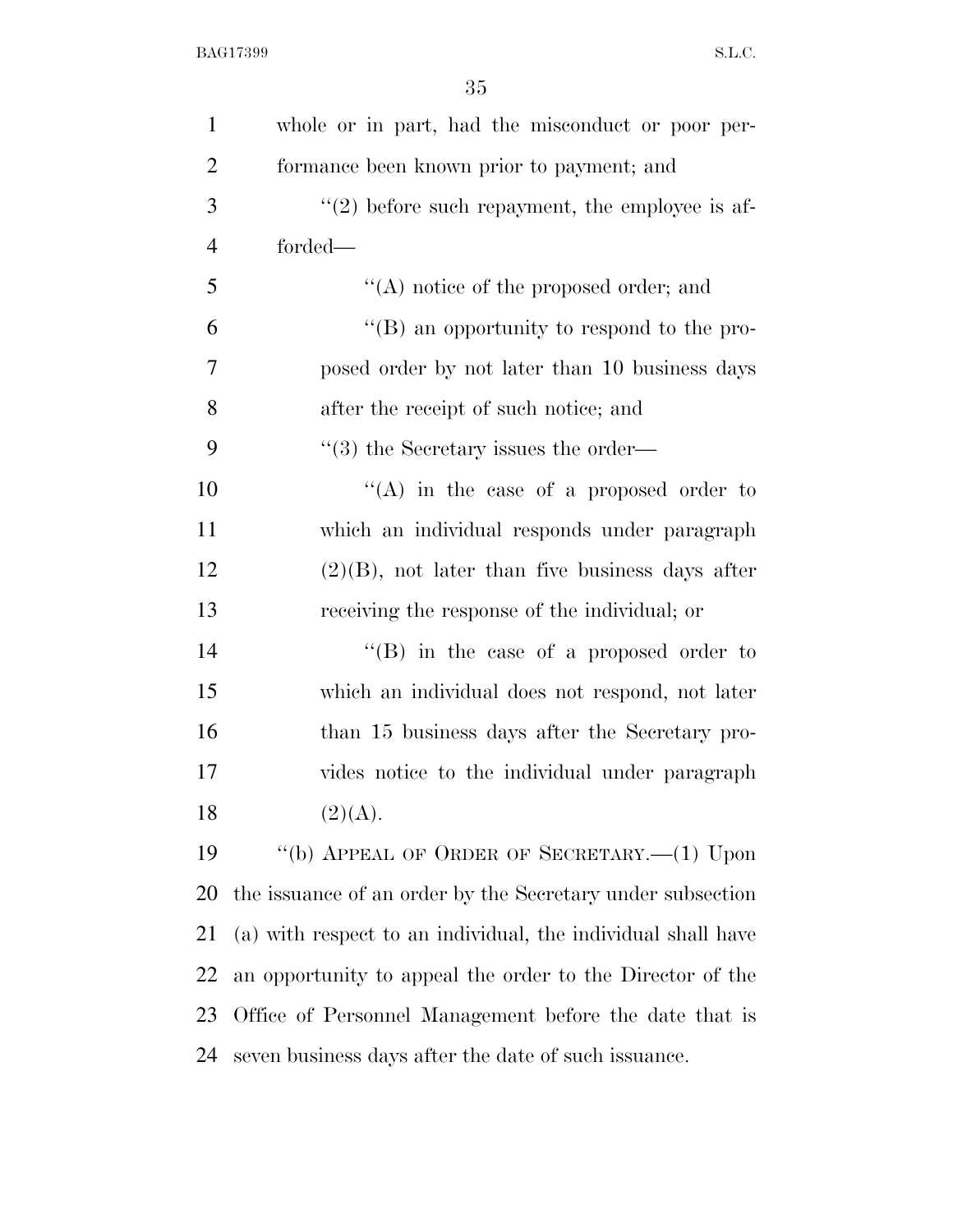whole or in part, had the misconduct or poor performance been known prior to payment; and

"(2) before such repayment, the employee is afforded—

"(A) notice of the proposed order; and

"(B) an opportunity to respond to the proposed order by not later than 10 business days after the receipt of such notice; and

"(3) the Secretary issues the order—

"(A) in the case of a proposed order to which an individual responds under paragraph (2)(B), not later than five business days after receiving the response of the individual; or

"(B) in the case of a proposed order to which an individual does not respond, not later than 15 business days after the Secretary provides notice to the individual under paragraph (2)(A).

"(b) APPEAL OF ORDER OF SECRETARY.—(1) Upon the issuance of an order by the Secretary under subsection (a) with respect to an individual, the individual shall have an opportunity to appeal the order to the Director of the Office of Personnel Management before the date that is seven business days after the date of such issuance.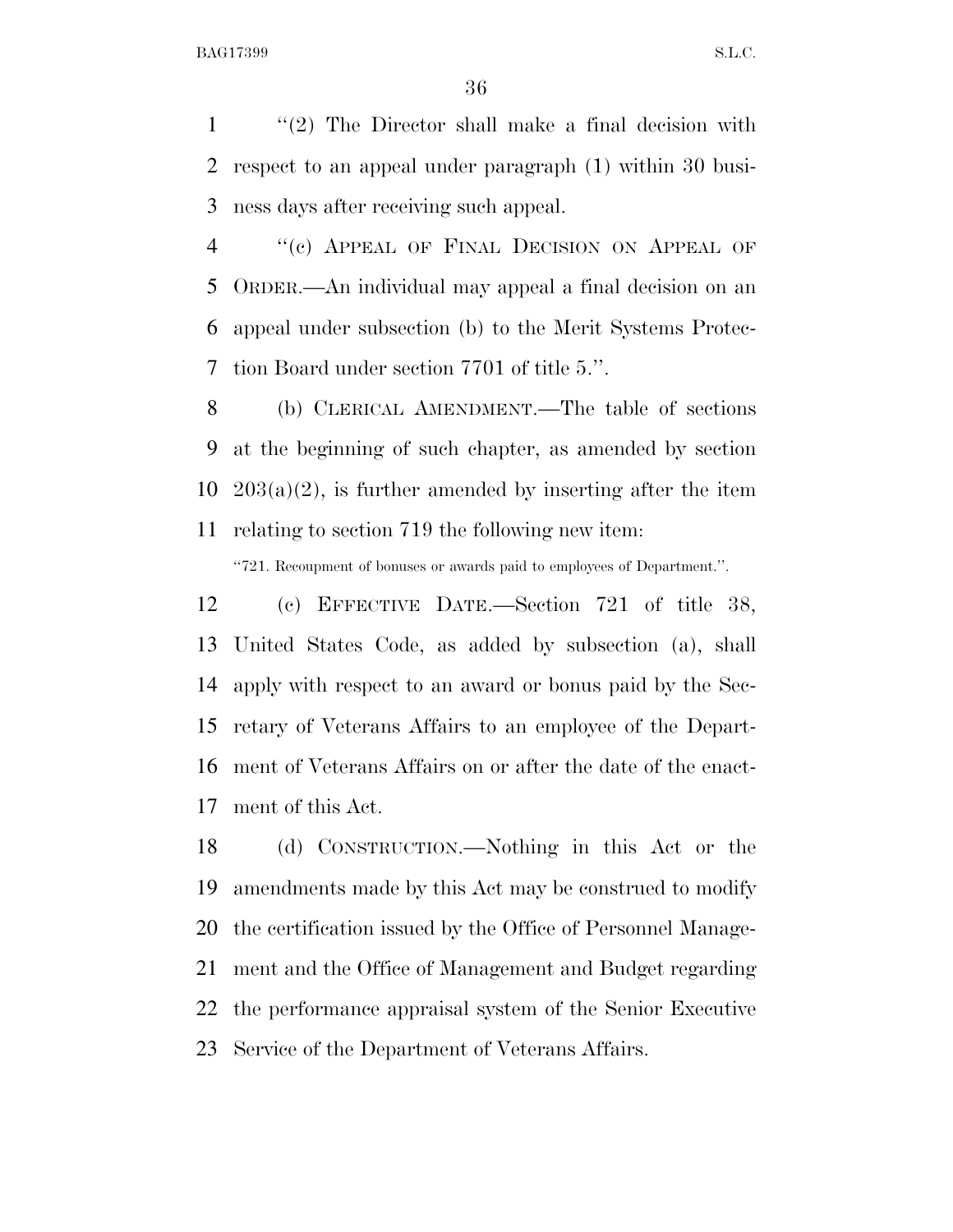"(2) The Director shall make a final decision with respect to an appeal under paragraph (1) within 30 business days after receiving such appeal.

"(c) APPEAL OF FINAL DECISION ON APPEAL OF ORDER.—An individual may appeal a final decision on an appeal under subsection (b) to the Merit Systems Protection Board under section 7701 of title 5.".

(b) CLERICAL AMENDMENT.—The table of sections at the beginning of such chapter, as amended by section 203(a)(2), is further amended by inserting after the item relating to section 719 the following new item:

"721. Recoupment of bonuses or awards paid to employees of Department.".

(c) EFFECTIVE DATE.—Section 721 of title 38, United States Code, as added by subsection (a), shall apply with respect to an award or bonus paid by the Secretary of Veterans Affairs to an employee of the Department of Veterans Affairs on or after the date of the enactment of this Act.

(d) CONSTRUCTION.—Nothing in this Act or the amendments made by this Act may be construed to modify the certification issued by the Office of Personnel Management and the Office of Management and Budget regarding the performance appraisal system of the Senior Executive Service of the Department of Veterans Affairs.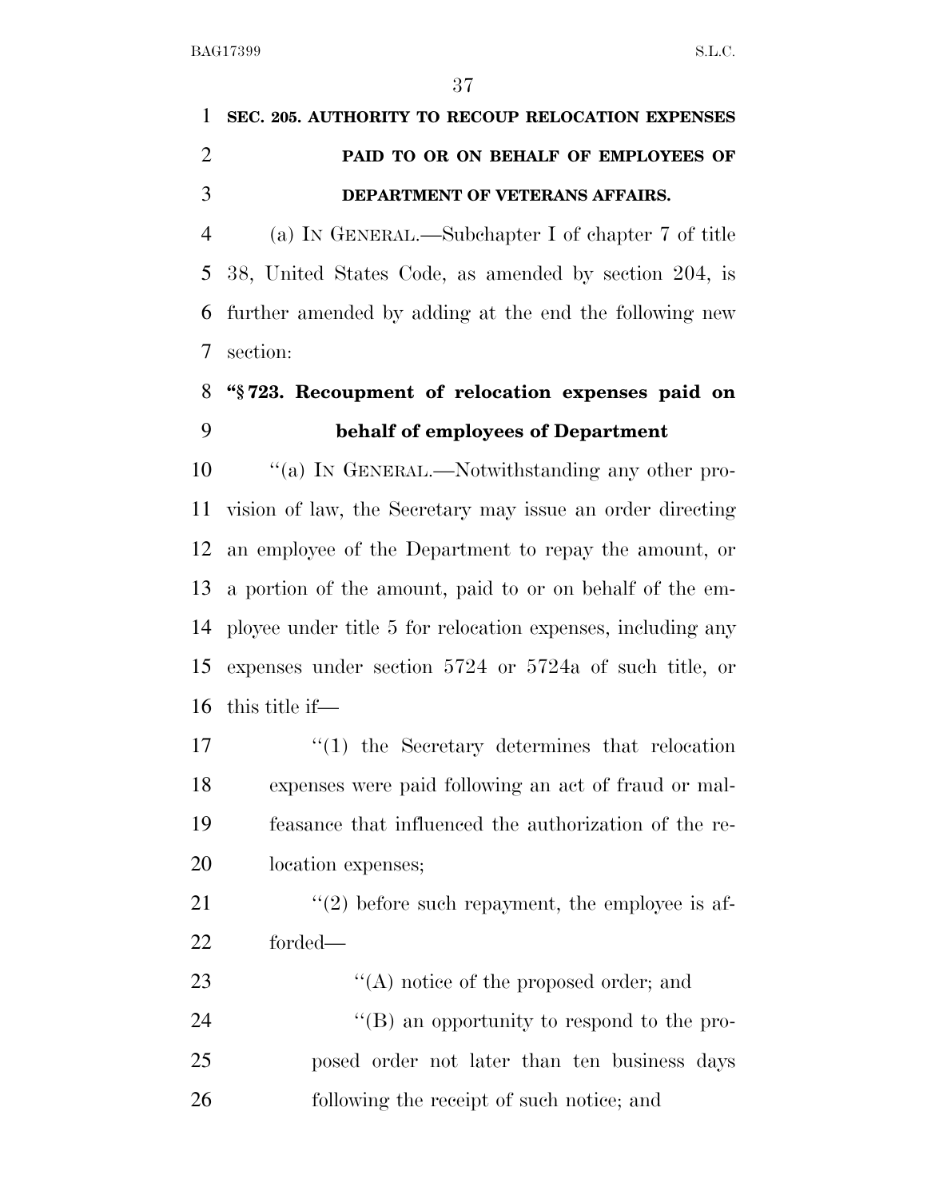**SEC. 205. AUTHORITY TO RECOUP RELOCATION EXPENSES PAID TO OR ON BEHALF OF EMPLOYEES OF DEPARTMENT OF VETERANS AFFAIRS.**

(a) IN GENERAL.—Subchapter I of chapter 7 of title 38, United States Code, as amended by section 204, is further amended by adding at the end the following new section:

**"§ 723. Recoupment of relocation expenses paid on behalf of employees of Department**

"(a) IN GENERAL.—Notwithstanding any other provision of law, the Secretary may issue an order directing an employee of the Department to repay the amount, or a portion of the amount, paid to or on behalf of the employee under title 5 for relocation expenses, including any expenses under section 5724 or 5724a of such title, or this title if—

"(1) the Secretary determines that relocation expenses were paid following an act of fraud or malfeasance that influenced the authorization of the relocation expenses;

"(2) before such repayment, the employee is afforded—

"(A) notice of the proposed order; and

"(B) an opportunity to respond to the proposed order not later than ten business days following the receipt of such notice; and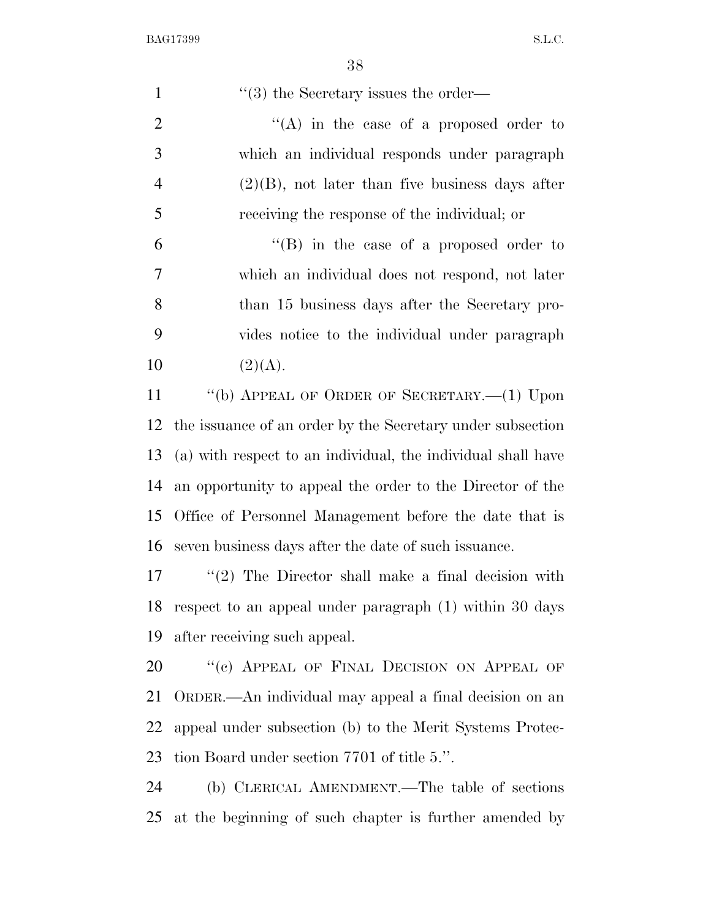"(3) the Secretary issues the order—

"(A) in the case of a proposed order to which an individual responds under paragraph (2)(B), not later than five business days after receiving the response of the individual; or

"(B) in the case of a proposed order to which an individual does not respond, not later than 15 business days after the Secretary provides notice to the individual under paragraph (2)(A).

"(b) APPEAL OF ORDER OF SECRETARY.—(1) Upon the issuance of an order by the Secretary under subsection (a) with respect to an individual, the individual shall have an opportunity to appeal the order to the Director of the Office of Personnel Management before the date that is seven business days after the date of such issuance.

"(2) The Director shall make a final decision with respect to an appeal under paragraph (1) within 30 days after receiving such appeal.

"(c) APPEAL OF FINAL DECISION ON APPEAL OF ORDER.—An individual may appeal a final decision on an appeal under subsection (b) to the Merit Systems Protection Board under section 7701 of title 5.".

(b) CLERICAL AMENDMENT.—The table of sections at the beginning of such chapter is further amended by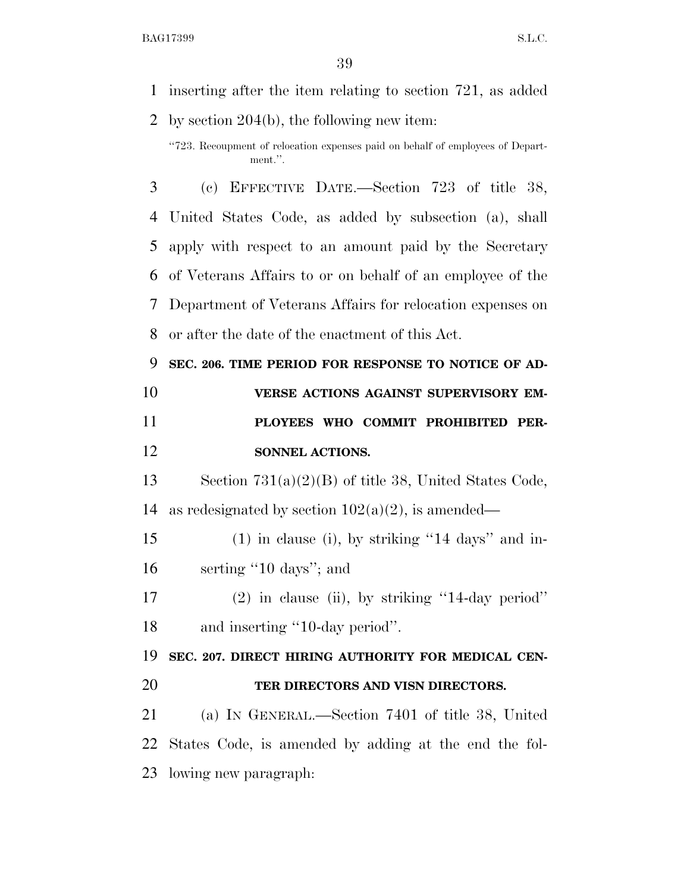inserting after the item relating to section 721, as added by section 204(b), the following new item:

"723. Recoupment of relocation expenses paid on behalf of employees of Department.".

(c) EFFECTIVE DATE.—Section 723 of title 38, United States Code, as added by subsection (a), shall apply with respect to an amount paid by the Secretary of Veterans Affairs to or on behalf of an employee of the Department of Veterans Affairs for relocation expenses on or after the date of the enactment of this Act.

**SEC. 206. TIME PERIOD FOR RESPONSE TO NOTICE OF ADVERSE ACTIONS AGAINST SUPERVISORY EMPLOYEES WHO COMMIT PROHIBITED PERSONNEL ACTIONS.**

Section 731(a)(2)(B) of title 38, United States Code, as redesignated by section 102(a)(2), is amended—

(1) in clause (i), by striking "14 days" and inserting "10 days"; and

(2) in clause (ii), by striking "14-day period" and inserting "10-day period".

**SEC. 207. DIRECT HIRING AUTHORITY FOR MEDICAL CENTER DIRECTORS AND VISN DIRECTORS.**

(a) IN GENERAL.—Section 7401 of title 38, United States Code, is amended by adding at the end the following new paragraph: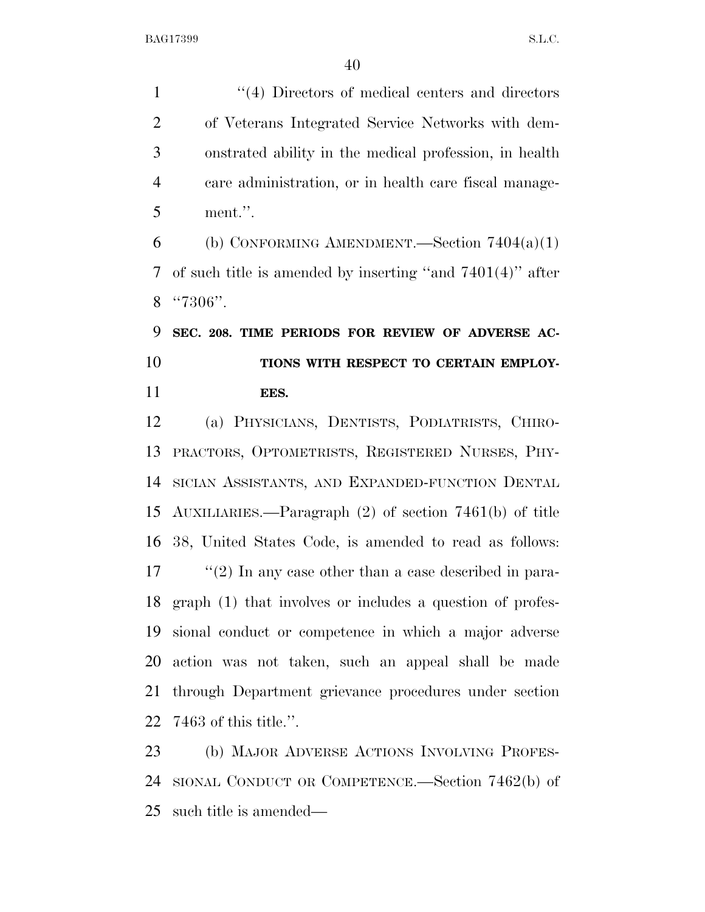"(4) Directors of medical centers and directors of Veterans Integrated Service Networks with demonstrated ability in the medical profession, in health care administration, or in health care fiscal management.".

(b) CONFORMING AMENDMENT.—Section 7404(a)(1) of such title is amended by inserting "and 7401(4)" after "7306".

**SEC. 208. TIME PERIODS FOR REVIEW OF ADVERSE ACTIONS WITH RESPECT TO CERTAIN EMPLOYEES.**

(a) PHYSICIANS, DENTISTS, PODIATRISTS, CHIROPRACTORS, OPTOMETRISTS, REGISTERED NURSES, PHYSICIAN ASSISTANTS, AND EXPANDED-FUNCTION DENTAL AUXILIARIES.—Paragraph (2) of section 7461(b) of title 38, United States Code, is amended to read as follows:

"(2) In any case other than a case described in paragraph (1) that involves or includes a question of professional conduct or competence in which a major adverse action was not taken, such an appeal shall be made through Department grievance procedures under section 7463 of this title.".

(b) MAJOR ADVERSE ACTIONS INVOLVING PROFESSIONAL CONDUCT OR COMPETENCE.—Section 7462(b) of such title is amended—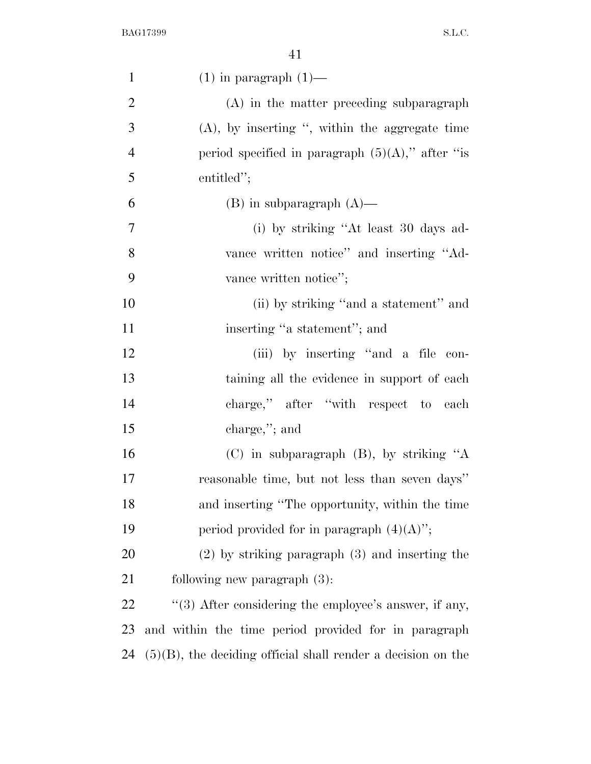(1) in paragraph (1)—

(A) in the matter preceding subparagraph (A), by inserting ", within the aggregate time period specified in paragraph (5)(A)," after "is entitled";

(B) in subparagraph (A)—

(i) by striking "At least 30 days advance written notice" and inserting "Advance written notice";

(ii) by striking "and a statement" and inserting "a statement"; and

(iii) by inserting "and a file containing all the evidence in support of each charge," after "with respect to each charge,"; and

(C) in subparagraph (B), by striking "A reasonable time, but not less than seven days" and inserting "The opportunity, within the time period provided for in paragraph (4)(A)";

(2) by striking paragraph (3) and inserting the following new paragraph (3):

"(3) After considering the employee's answer, if any, and within the time period provided for in paragraph (5)(B), the deciding official shall render a decision on the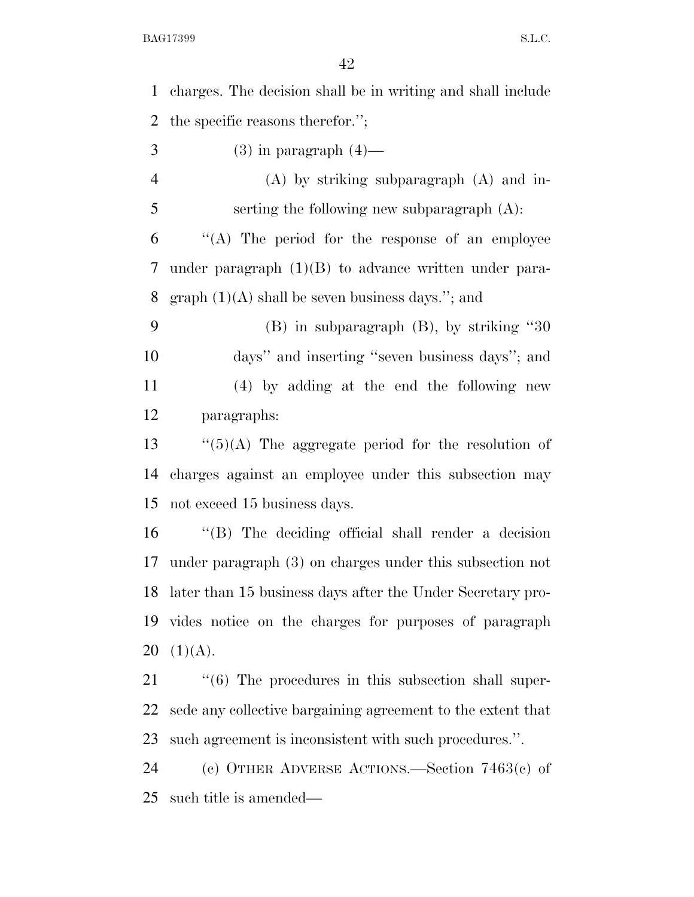charges. The decision shall be in writing and shall include the specific reasons therefor.'';

(3) in paragraph (4)—

(A) by striking subparagraph (A) and inserting the following new subparagraph (A):

''(A) The period for the response of an employee under paragraph (1)(B) to advance written under paragraph (1)(A) shall be seven business days.''; and

(B) in subparagraph (B), by striking ''30 days'' and inserting ''seven business days''; and

(4) by adding at the end the following new paragraphs:

''(5)(A) The aggregate period for the resolution of charges against an employee under this subsection may not exceed 15 business days.

''(B) The deciding official shall render a decision under paragraph (3) on charges under this subsection not later than 15 business days after the Under Secretary provides notice on the charges for purposes of paragraph (1)(A).

''(6) The procedures in this subsection shall supersede any collective bargaining agreement to the extent that such agreement is inconsistent with such procedures.''.

(c) OTHER ADVERSE ACTIONS.—Section 7463(c) of such title is amended—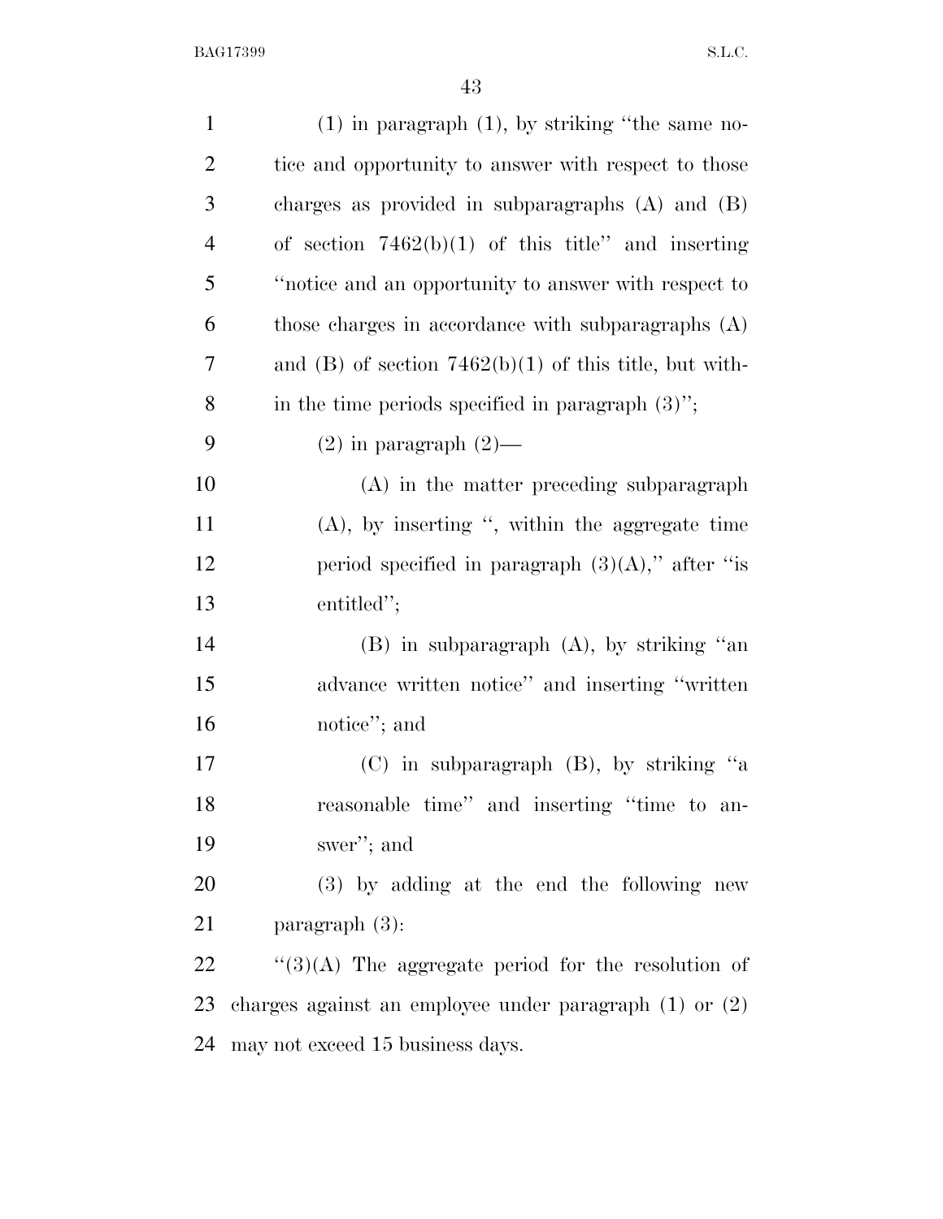(1) in paragraph (1), by striking ''the same notice and opportunity to answer with respect to those charges as provided in subparagraphs (A) and (B) of section 7462(b)(1) of this title'' and inserting ''notice and an opportunity to answer with respect to those charges in accordance with subparagraphs (A) and (B) of section 7462(b)(1) of this title, but within the time periods specified in paragraph (3)'';

(2) in paragraph (2)—

(A) in the matter preceding subparagraph (A), by inserting '', within the aggregate time period specified in paragraph (3)(A),'' after ''is entitled'';

(B) in subparagraph (A), by striking ''an advance written notice'' and inserting ''written notice''; and

(C) in subparagraph (B), by striking ''a reasonable time'' and inserting ''time to answer''; and

(3) by adding at the end the following new paragraph (3):

''(3)(A) The aggregate period for the resolution of charges against an employee under paragraph (1) or (2) may not exceed 15 business days.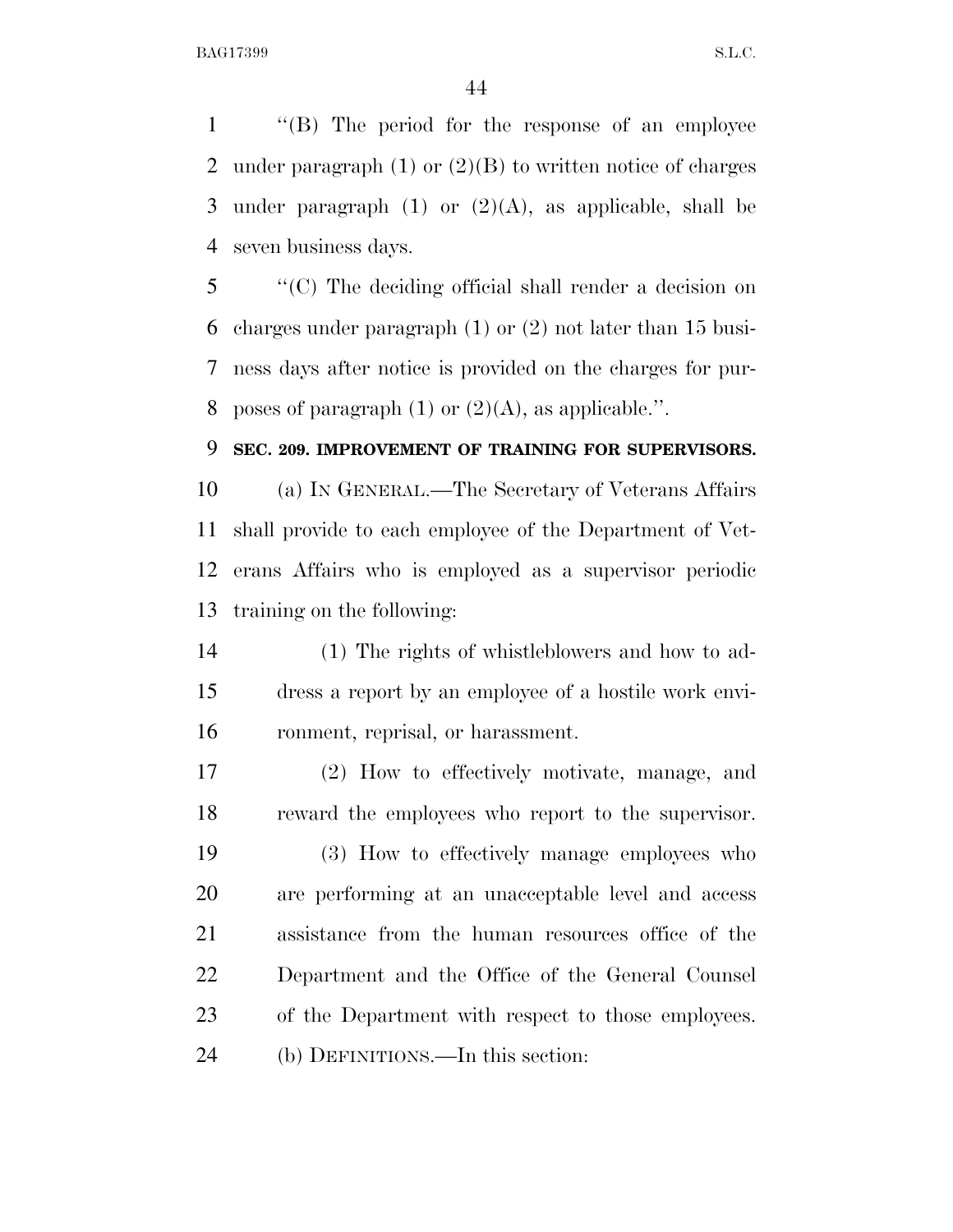"(B) The period for the response of an employee under paragraph (1) or (2)(B) to written notice of charges under paragraph (1) or (2)(A), as applicable, shall be seven business days.

"(C) The deciding official shall render a decision on charges under paragraph (1) or (2) not later than 15 business days after notice is provided on the charges for purposes of paragraph (1) or (2)(A), as applicable.".

**SEC. 209. IMPROVEMENT OF TRAINING FOR SUPERVISORS.**

(a) IN GENERAL.—The Secretary of Veterans Affairs shall provide to each employee of the Department of Veterans Affairs who is employed as a supervisor periodic training on the following:

(1) The rights of whistleblowers and how to address a report by an employee of a hostile work environment, reprisal, or harassment.

(2) How to effectively motivate, manage, and reward the employees who report to the supervisor.

(3) How to effectively manage employees who are performing at an unacceptable level and access assistance from the human resources office of the Department and the Office of the General Counsel of the Department with respect to those employees.

(b) DEFINITIONS.—In this section: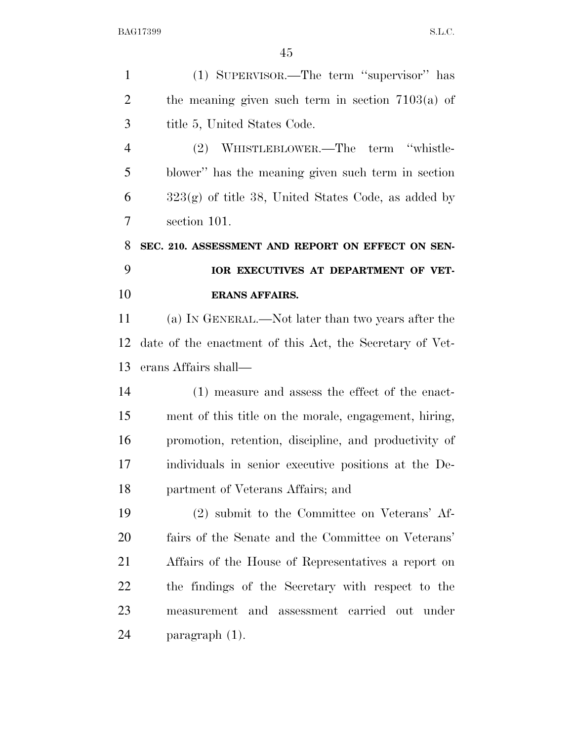(1) SUPERVISOR.—The term ''supervisor'' has the meaning given such term in section 7103(a) of title 5, United States Code.

(2) WHISTLEBLOWER.—The term ''whistleblower'' has the meaning given such term in section 323(g) of title 38, United States Code, as added by section 101.

**SEC. 210. ASSESSMENT AND REPORT ON EFFECT ON SENIOR EXECUTIVES AT DEPARTMENT OF VETERANS AFFAIRS.**

(a) IN GENERAL.—Not later than two years after the date of the enactment of this Act, the Secretary of Veterans Affairs shall—

(1) measure and assess the effect of the enactment of this title on the morale, engagement, hiring, promotion, retention, discipline, and productivity of individuals in senior executive positions at the Department of Veterans Affairs; and

(2) submit to the Committee on Veterans' Affairs of the Senate and the Committee on Veterans' Affairs of the House of Representatives a report on the findings of the Secretary with respect to the measurement and assessment carried out under paragraph (1).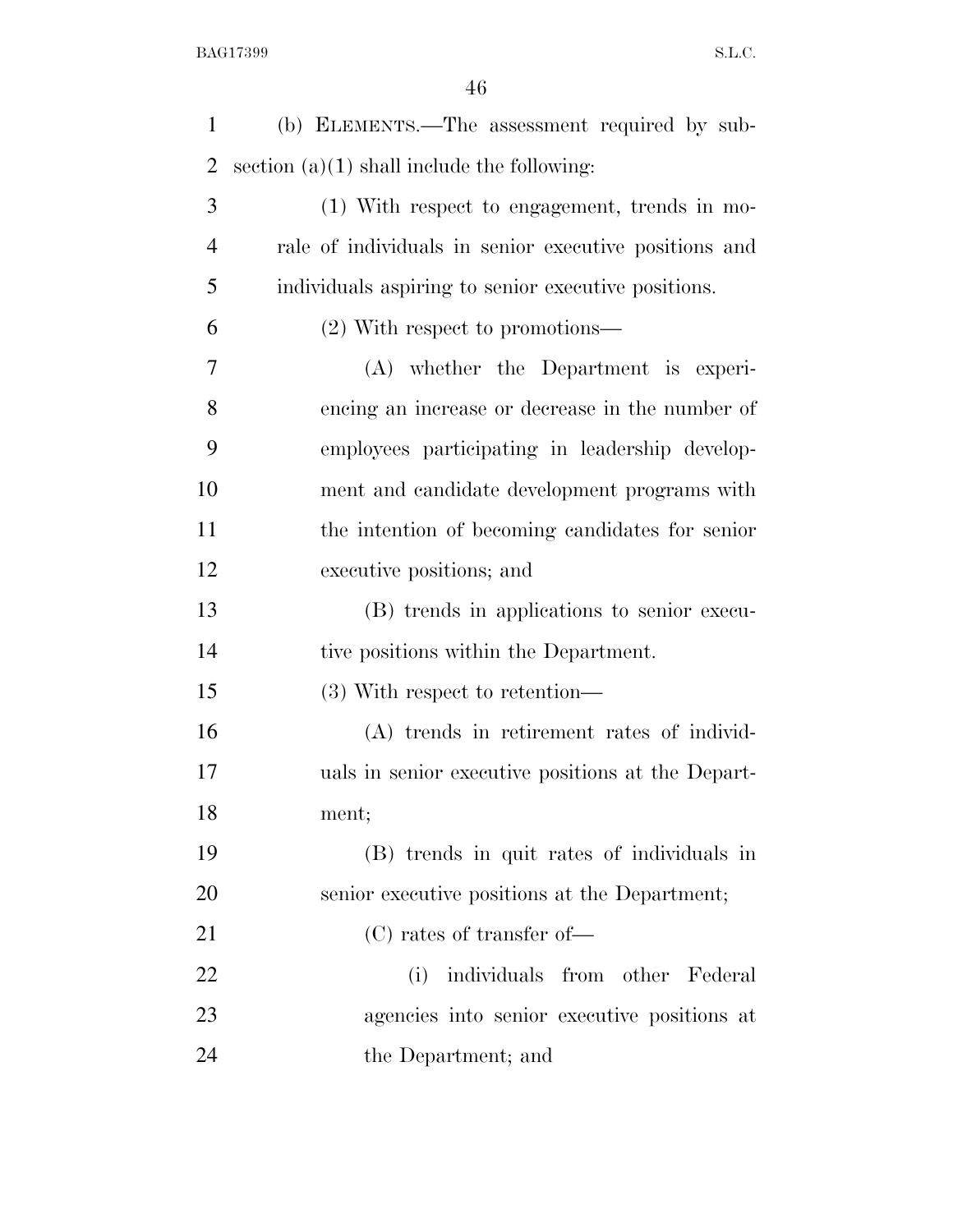(b) ELEMENTS.—The assessment required by subsection (a)(1) shall include the following:

(1) With respect to engagement, trends in morale of individuals in senior executive positions and individuals aspiring to senior executive positions.

(2) With respect to promotions—

(A) whether the Department is experiencing an increase or decrease in the number of employees participating in leadership development and candidate development programs with the intention of becoming candidates for senior executive positions; and

(B) trends in applications to senior executive positions within the Department.

(3) With respect to retention—

(A) trends in retirement rates of individuals in senior executive positions at the Department;

(B) trends in quit rates of individuals in senior executive positions at the Department;

(C) rates of transfer of—

(i) individuals from other Federal agencies into senior executive positions at the Department; and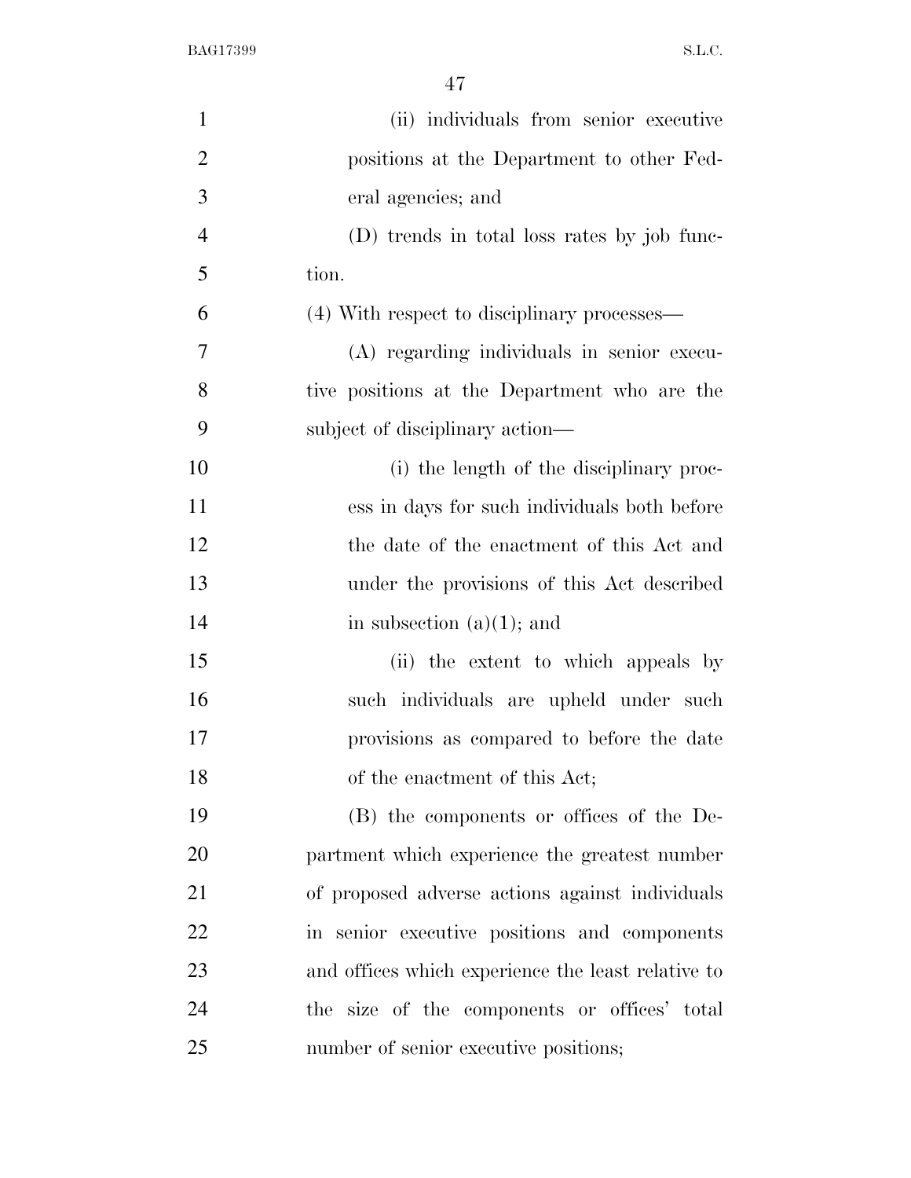(ii) individuals from senior executive positions at the Department to other Federal agencies; and

(D) trends in total loss rates by job function.

(4) With respect to disciplinary processes—

(A) regarding individuals in senior executive positions at the Department who are the subject of disciplinary action—

(i) the length of the disciplinary process in days for such individuals both before the date of the enactment of this Act and under the provisions of this Act described in subsection (a)(1); and

(ii) the extent to which appeals by such individuals are upheld under such provisions as compared to before the date of the enactment of this Act;

(B) the components or offices of the Department which experience the greatest number of proposed adverse actions against individuals in senior executive positions and components and offices which experience the least relative to the size of the components or offices' total number of senior executive positions;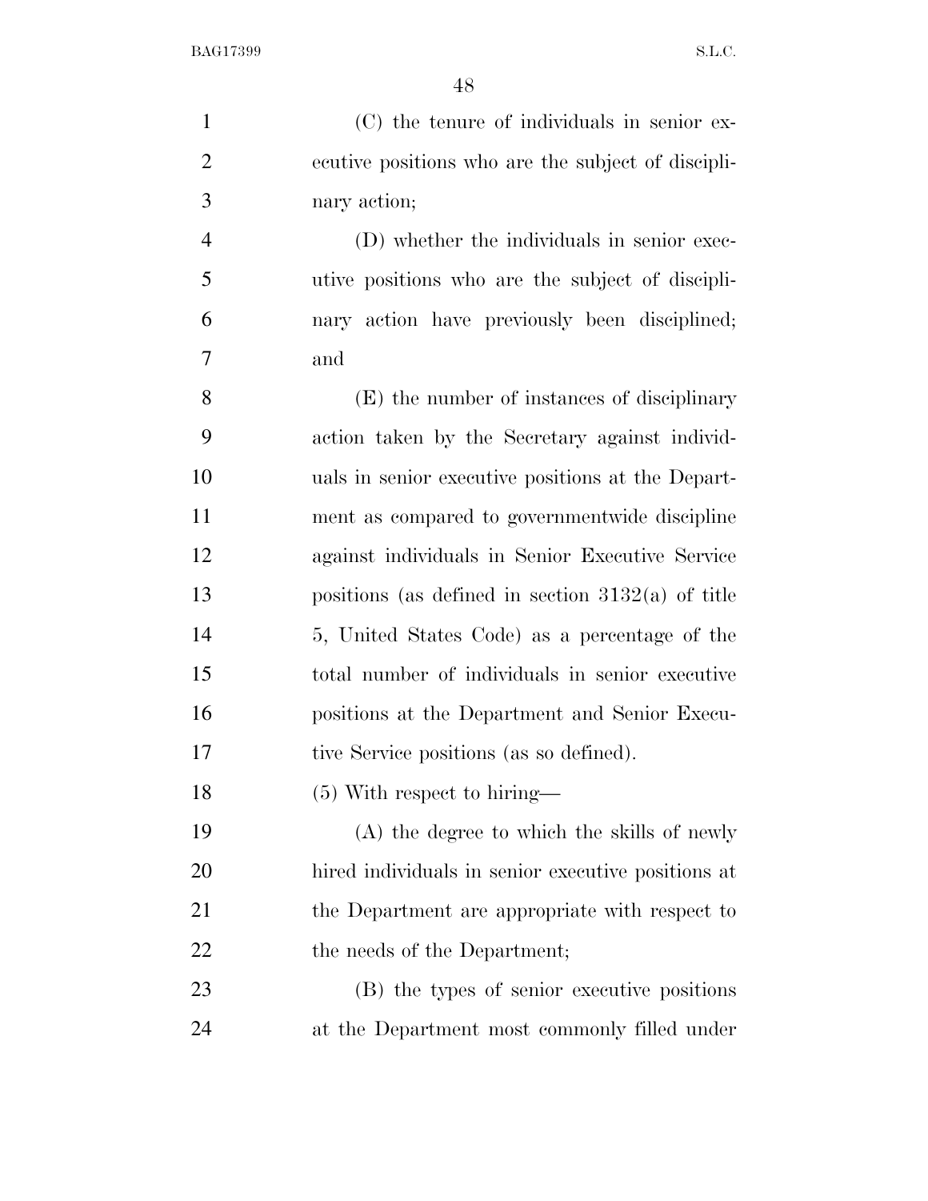(C) the tenure of individuals in senior executive positions who are the subject of disciplinary action;

(D) whether the individuals in senior executive positions who are the subject of disciplinary action have previously been disciplined; and

(E) the number of instances of disciplinary action taken by the Secretary against individuals in senior executive positions at the Department as compared to governmentwide discipline against individuals in Senior Executive Service positions (as defined in section 3132(a) of title 5, United States Code) as a percentage of the total number of individuals in senior executive positions at the Department and Senior Executive Service positions (as so defined).

(5) With respect to hiring—

(A) the degree to which the skills of newly hired individuals in senior executive positions at the Department are appropriate with respect to the needs of the Department;

(B) the types of senior executive positions at the Department most commonly filled under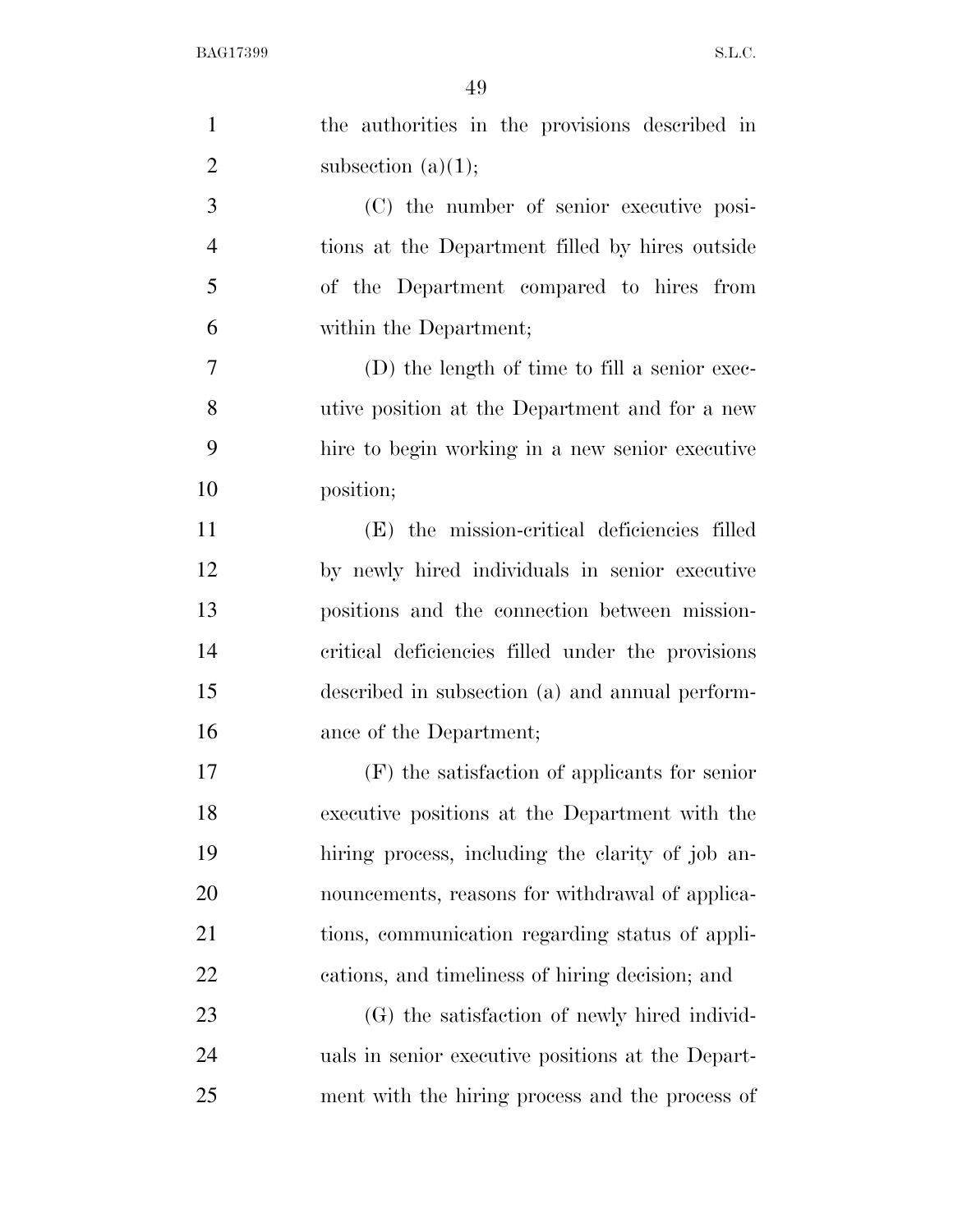the authorities in the provisions described in subsection (a)(1);

(C) the number of senior executive positions at the Department filled by hires outside of the Department compared to hires from within the Department;

(D) the length of time to fill a senior executive position at the Department and for a new hire to begin working in a new senior executive position;

(E) the mission-critical deficiencies filled by newly hired individuals in senior executive positions and the connection between mission-critical deficiencies filled under the provisions described in subsection (a) and annual performance of the Department;

(F) the satisfaction of applicants for senior executive positions at the Department with the hiring process, including the clarity of job announcements, reasons for withdrawal of applications, communication regarding status of applications, and timeliness of hiring decision; and

(G) the satisfaction of newly hired individuals in senior executive positions at the Department with the hiring process and the process of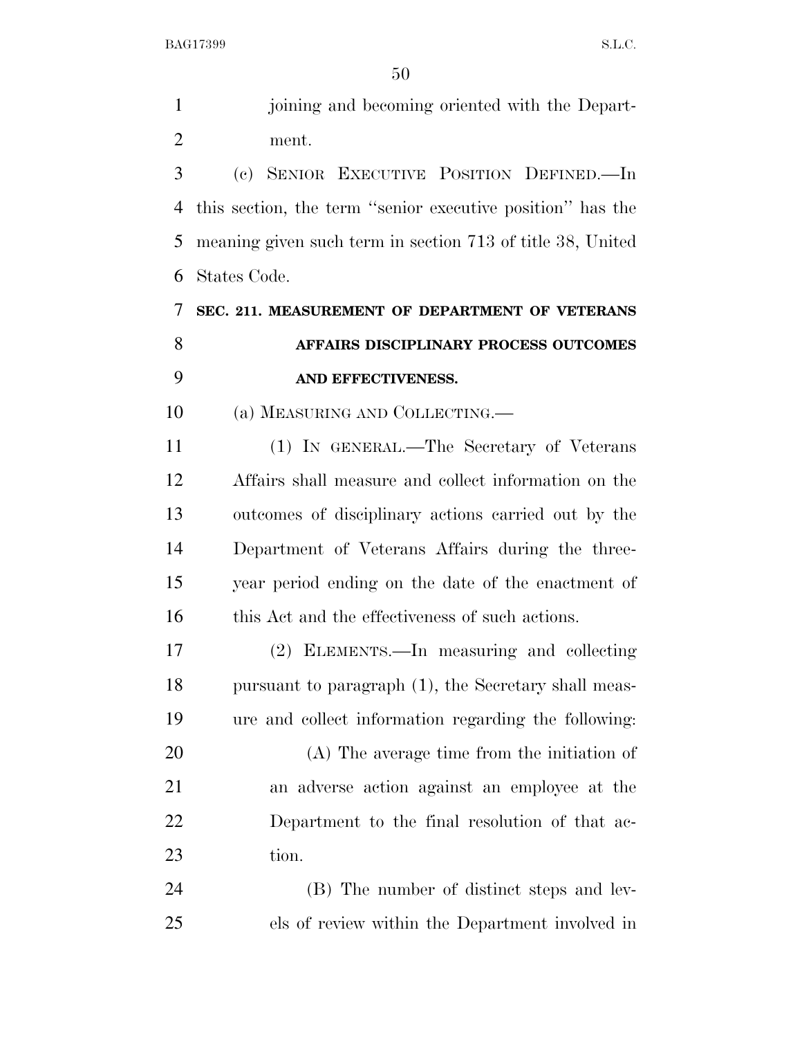joining and becoming oriented with the Department.

(c) SENIOR EXECUTIVE POSITION DEFINED.—In this section, the term ''senior executive position'' has the meaning given such term in section 713 of title 38, United States Code.

**SEC. 211. MEASUREMENT OF DEPARTMENT OF VETERANS AFFAIRS DISCIPLINARY PROCESS OUTCOMES AND EFFECTIVENESS.**

(a) MEASURING AND COLLECTING.—

(1) IN GENERAL.—The Secretary of Veterans Affairs shall measure and collect information on the outcomes of disciplinary actions carried out by the Department of Veterans Affairs during the three-year period ending on the date of the enactment of this Act and the effectiveness of such actions.

(2) ELEMENTS.—In measuring and collecting pursuant to paragraph (1), the Secretary shall measure and collect information regarding the following:

(A) The average time from the initiation of an adverse action against an employee at the Department to the final resolution of that action.

(B) The number of distinct steps and levels of review within the Department involved in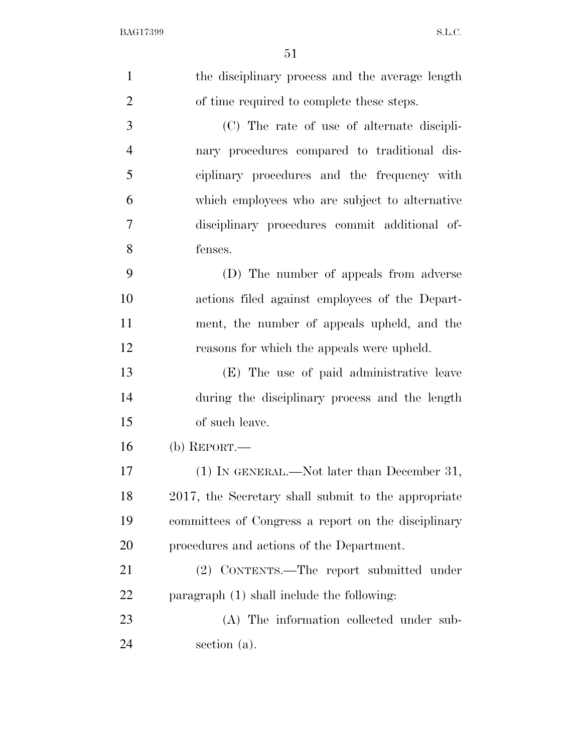the disciplinary process and the average length of time required to complete these steps.

(C) The rate of use of alternate disciplinary procedures compared to traditional disciplinary procedures and the frequency with which employees who are subject to alternative disciplinary procedures commit additional offenses.

(D) The number of appeals from adverse actions filed against employees of the Department, the number of appeals upheld, and the reasons for which the appeals were upheld.

(E) The use of paid administrative leave during the disciplinary process and the length of such leave.

(b) REPORT.—

(1) IN GENERAL.—Not later than December 31, 2017, the Secretary shall submit to the appropriate committees of Congress a report on the disciplinary procedures and actions of the Department.

(2) CONTENTS.—The report submitted under paragraph (1) shall include the following:

(A) The information collected under subsection (a).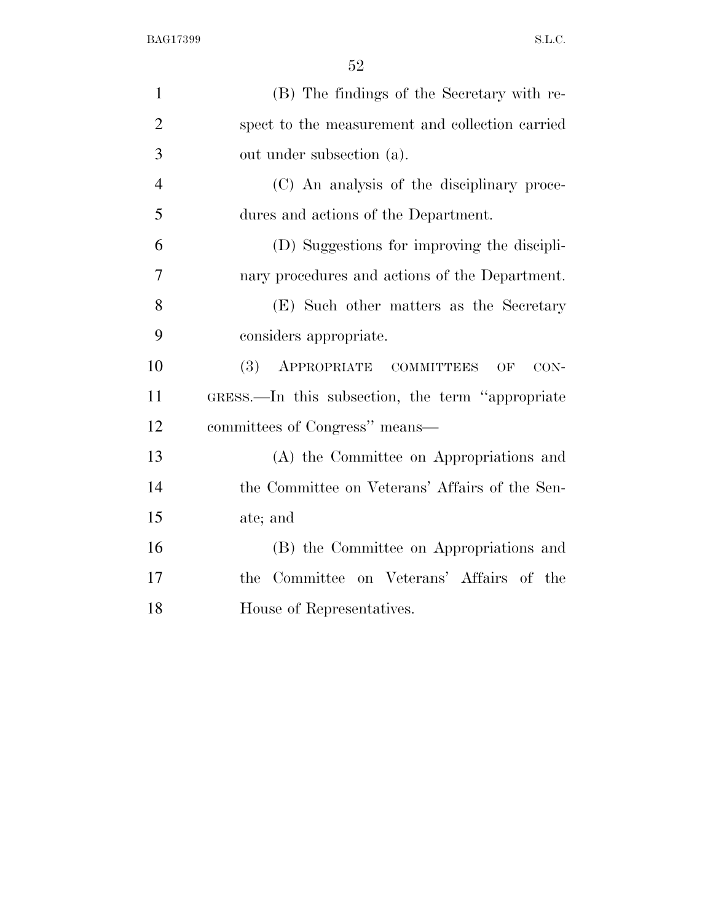(B) The findings of the Secretary with respect to the measurement and collection carried out under subsection (a).

(C) An analysis of the disciplinary procedures and actions of the Department.

(D) Suggestions for improving the disciplinary procedures and actions of the Department.

(E) Such other matters as the Secretary considers appropriate.

(3) APPROPRIATE COMMITTEES OF CONGRESS.—In this subsection, the term "appropriate committees of Congress" means—

(A) the Committee on Appropriations and the Committee on Veterans' Affairs of the Senate; and

(B) the Committee on Appropriations and the Committee on Veterans' Affairs of the House of Representatives.